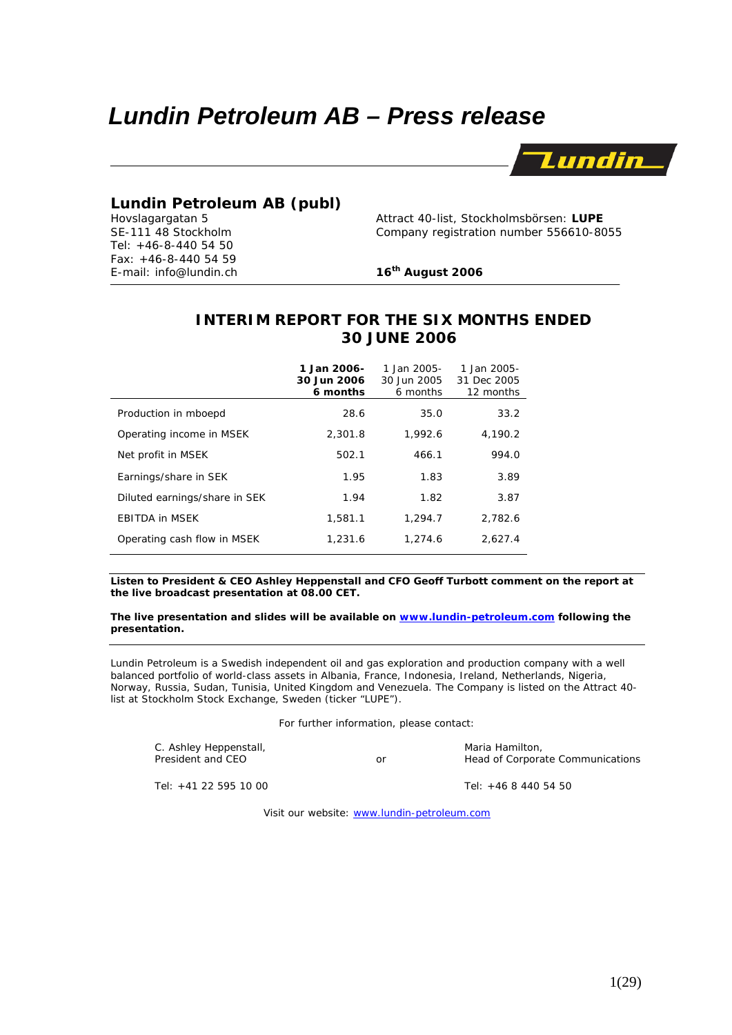# Lundin Petroleum AB – Press release

## Lundin Petroleum AB (publ)

Hovslagargatan 5
SE-111 48 Stockholm
Tel: +46-8-440 54 50
Fax: +46-8-440 54 59
E-mail: info@lundin.ch

Attract 40-list, Stockholmsbörsen: **LUPE**
Company registration number 556610-8055

**16th August 2006**

## INTERIM REPORT FOR THE SIX MONTHS ENDED 30 JUNE 2006

| | **1 Jan 2006-30 Jun 2006 6 months** | 1 Jan 2005-30 Jun 2005 6 months | 1 Jan 2005-31 Dec 2005 12 months |
|---|---|---|---|
| Production in mboepd | 28.6 | 35.0 | 33.2 |
| Operating income in MSEK | 2,301.8 | 1,992.6 | 4,190.2 |
| Net profit in MSEK | 502.1 | 466.1 | 994.0 |
| Earnings/share in SEK | 1.95 | 1.83 | 3.89 |
| Diluted earnings/share in SEK | 1.94 | 1.82 | 3.87 |
| EBITDA in MSEK | 1,581.1 | 1,294.7 | 2,782.6 |
| Operating cash flow in MSEK | 1,231.6 | 1,274.6 | 2,627.4 |

**Listen to President & CEO Ashley Heppenstall and CFO Geoff Turbott comment on the report at the live broadcast presentation at 08.00 CET.**

**The live presentation and slides will be available on www.lundin-petroleum.com following the presentation.**

Lundin Petroleum is a Swedish independent oil and gas exploration and production company with a well balanced portfolio of world-class assets in Albania, France, Indonesia, Ireland, Netherlands, Nigeria, Norway, Russia, Sudan, Tunisia, United Kingdom and Venezuela. The Company is listed on the Attract 40-list at Stockholm Stock Exchange, Sweden (ticker "LUPE").

For further information, please contact:

C. Ashley Heppenstall,
President and CEO

Tel: +41 22 595 10 00

or

Maria Hamilton,
Head of Corporate Communications

Tel: +46 8 440 54 50

Visit our website: www.lundin-petroleum.com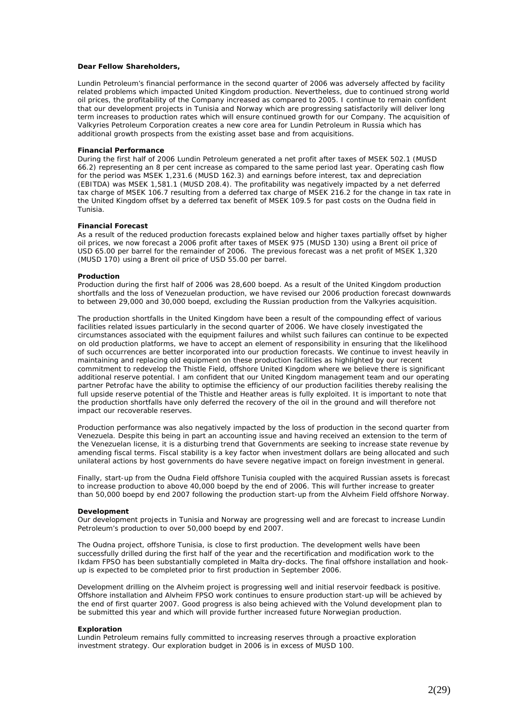**Dear Fellow Shareholders,**

Lundin Petroleum's financial performance in the second quarter of 2006 was adversely affected by facility related problems which impacted United Kingdom production. Nevertheless, due to continued strong world oil prices, the profitability of the Company increased as compared to 2005. I continue to remain confident that our development projects in Tunisia and Norway which are progressing satisfactorily will deliver long term increases to production rates which will ensure continued growth for our Company. The acquisition of Valkyries Petroleum Corporation creates a new core area for Lundin Petroleum in Russia which has additional growth prospects from the existing asset base and from acquisitions.

**Financial Performance**

During the first half of 2006 Lundin Petroleum generated a net profit after taxes of MSEK 502.1 (MUSD 66.2) representing an 8 per cent increase as compared to the same period last year. Operating cash flow for the period was MSEK 1,231.6 (MUSD 162.3) and earnings before interest, tax and depreciation (EBITDA) was MSEK 1,581.1 (MUSD 208.4). The profitability was negatively impacted by a net deferred tax charge of MSEK 106.7 resulting from a deferred tax charge of MSEK 216.2 for the change in tax rate in the United Kingdom offset by a deferred tax benefit of MSEK 109.5 for past costs on the Oudna field in Tunisia.

**Financial Forecast**

As a result of the reduced production forecasts explained below and higher taxes partially offset by higher oil prices, we now forecast a 2006 profit after taxes of MSEK 975 (MUSD 130) using a Brent oil price of USD 65.00 per barrel for the remainder of 2006. The previous forecast was a net profit of MSEK 1,320 (MUSD 170) using a Brent oil price of USD 55.00 per barrel.

**Production**

Production during the first half of 2006 was 28,600 boepd. As a result of the United Kingdom production shortfalls and the loss of Venezuelan production, we have revised our 2006 production forecast downwards to between 29,000 and 30,000 boepd, excluding the Russian production from the Valkyries acquisition.

The production shortfalls in the United Kingdom have been a result of the compounding effect of various facilities related issues particularly in the second quarter of 2006. We have closely investigated the circumstances associated with the equipment failures and whilst such failures can continue to be expected on old production platforms, we have to accept an element of responsibility in ensuring that the likelihood of such occurrences are better incorporated into our production forecasts. We continue to invest heavily in maintaining and replacing old equipment on these production facilities as highlighted by our recent commitment to redevelop the Thistle Field, offshore United Kingdom where we believe there is significant additional reserve potential. I am confident that our United Kingdom management team and our operating partner Petrofac have the ability to optimise the efficiency of our production facilities thereby realising the full upside reserve potential of the Thistle and Heather areas is fully exploited. It is important to note that the production shortfalls have only deferred the recovery of the oil in the ground and will therefore not impact our recoverable reserves.

Production performance was also negatively impacted by the loss of production in the second quarter from Venezuela. Despite this being in part an accounting issue and having received an extension to the term of the Venezuelan license, it is a disturbing trend that Governments are seeking to increase state revenue by amending fiscal terms. Fiscal stability is a key factor when investment dollars are being allocated and such unilateral actions by host governments do have severe negative impact on foreign investment in general.

Finally, start-up from the Oudna Field offshore Tunisia coupled with the acquired Russian assets is forecast to increase production to above 40,000 boepd by the end of 2006. This will further increase to greater than 50,000 boepd by end 2007 following the production start-up from the Alvheim Field offshore Norway.

**Development**

Our development projects in Tunisia and Norway are progressing well and are forecast to increase Lundin Petroleum's production to over 50,000 boepd by end 2007.

The Oudna project, offshore Tunisia, is close to first production. The development wells have been successfully drilled during the first half of the year and the recertification and modification work to the Ikdam FPSO has been substantially completed in Malta dry-docks. The final offshore installation and hook-up is expected to be completed prior to first production in September 2006.

Development drilling on the Alvheim project is progressing well and initial reservoir feedback is positive. Offshore installation and Alvheim FPSO work continues to ensure production start-up will be achieved by the end of first quarter 2007. Good progress is also being achieved with the Volund development plan to be submitted this year and which will provide further increased future Norwegian production.

**Exploration**

Lundin Petroleum remains fully committed to increasing reserves through a proactive exploration investment strategy. Our exploration budget in 2006 is in excess of MUSD 100.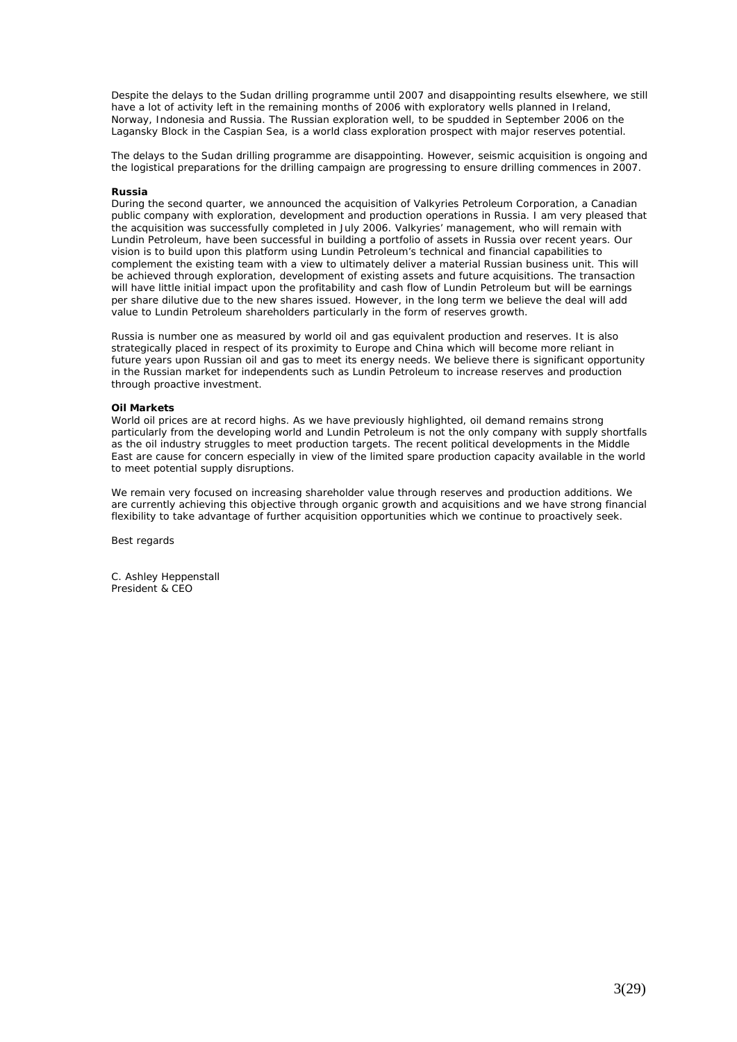Despite the delays to the Sudan drilling programme until 2007 and disappointing results elsewhere, we still have a lot of activity left in the remaining months of 2006 with exploratory wells planned in Ireland, Norway, Indonesia and Russia. The Russian exploration well, to be spudded in September 2006 on the Lagansky Block in the Caspian Sea, is a world class exploration prospect with major reserves potential.

The delays to the Sudan drilling programme are disappointing. However, seismic acquisition is ongoing and the logistical preparations for the drilling campaign are progressing to ensure drilling commences in 2007.

**Russia**

During the second quarter, we announced the acquisition of Valkyries Petroleum Corporation, a Canadian public company with exploration, development and production operations in Russia. I am very pleased that the acquisition was successfully completed in July 2006. Valkyries' management, who will remain with Lundin Petroleum, have been successful in building a portfolio of assets in Russia over recent years. Our vision is to build upon this platform using Lundin Petroleum's technical and financial capabilities to complement the existing team with a view to ultimately deliver a material Russian business unit. This will be achieved through exploration, development of existing assets and future acquisitions. The transaction will have little initial impact upon the profitability and cash flow of Lundin Petroleum but will be earnings per share dilutive due to the new shares issued. However, in the long term we believe the deal will add value to Lundin Petroleum shareholders particularly in the form of reserves growth.

Russia is number one as measured by world oil and gas equivalent production and reserves. It is also strategically placed in respect of its proximity to Europe and China which will become more reliant in future years upon Russian oil and gas to meet its energy needs. We believe there is significant opportunity in the Russian market for independents such as Lundin Petroleum to increase reserves and production through proactive investment.

**Oil Markets**

World oil prices are at record highs. As we have previously highlighted, oil demand remains strong particularly from the developing world and Lundin Petroleum is not the only company with supply shortfalls as the oil industry struggles to meet production targets. The recent political developments in the Middle East are cause for concern especially in view of the limited spare production capacity available in the world to meet potential supply disruptions.

We remain very focused on increasing shareholder value through reserves and production additions. We are currently achieving this objective through organic growth and acquisitions and we have strong financial flexibility to take advantage of further acquisition opportunities which we continue to proactively seek.

Best regards

C. Ashley Heppenstall
President & CEO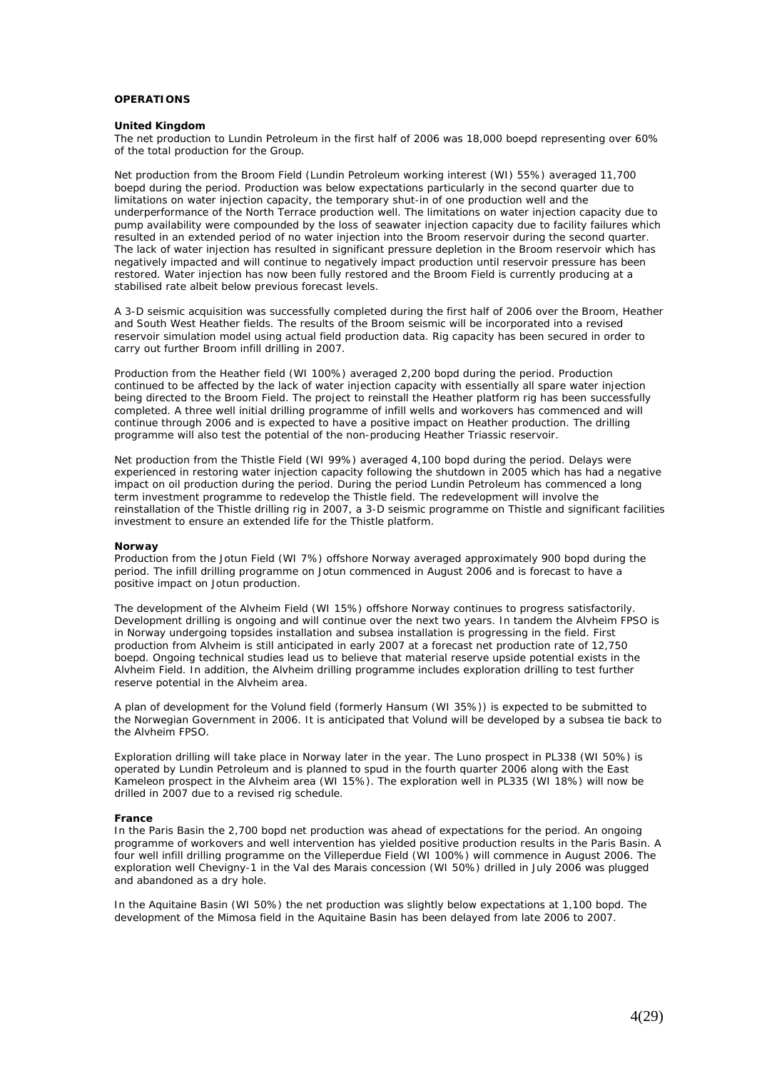## OPERATIONS

### United Kingdom

The net production to Lundin Petroleum in the first half of 2006 was 18,000 boepd representing over 60% of the total production for the Group.

Net production from the Broom Field (Lundin Petroleum working interest (WI) 55%) averaged 11,700 boepd during the period. Production was below expectations particularly in the second quarter due to limitations on water injection capacity, the temporary shut-in of one production well and the underperformance of the North Terrace production well. The limitations on water injection capacity due to pump availability were compounded by the loss of seawater injection capacity due to facility failures which resulted in an extended period of no water injection into the Broom reservoir during the second quarter. The lack of water injection has resulted in significant pressure depletion in the Broom reservoir which has negatively impacted and will continue to negatively impact production until reservoir pressure has been restored. Water injection has now been fully restored and the Broom Field is currently producing at a stabilised rate albeit below previous forecast levels.

A 3-D seismic acquisition was successfully completed during the first half of 2006 over the Broom, Heather and South West Heather fields. The results of the Broom seismic will be incorporated into a revised reservoir simulation model using actual field production data. Rig capacity has been secured in order to carry out further Broom infill drilling in 2007.

Production from the Heather field (WI 100%) averaged 2,200 bopd during the period. Production continued to be affected by the lack of water injection capacity with essentially all spare water injection being directed to the Broom Field. The project to reinstall the Heather platform rig has been successfully completed. A three well initial drilling programme of infill wells and workovers has commenced and will continue through 2006 and is expected to have a positive impact on Heather production. The drilling programme will also test the potential of the non-producing Heather Triassic reservoir.

Net production from the Thistle Field (WI 99%) averaged 4,100 bopd during the period. Delays were experienced in restoring water injection capacity following the shutdown in 2005 which has had a negative impact on oil production during the period. During the period Lundin Petroleum has commenced a long term investment programme to redevelop the Thistle field. The redevelopment will involve the reinstallation of the Thistle drilling rig in 2007, a 3-D seismic programme on Thistle and significant facilities investment to ensure an extended life for the Thistle platform.

### Norway

Production from the Jotun Field (WI 7%) offshore Norway averaged approximately 900 bopd during the period. The infill drilling programme on Jotun commenced in August 2006 and is forecast to have a positive impact on Jotun production.

The development of the Alvheim Field (WI 15%) offshore Norway continues to progress satisfactorily. Development drilling is ongoing and will continue over the next two years. In tandem the Alvheim FPSO is in Norway undergoing topsides installation and subsea installation is progressing in the field. First production from Alvheim is still anticipated in early 2007 at a forecast net production rate of 12,750 boepd. Ongoing technical studies lead us to believe that material reserve upside potential exists in the Alvheim Field. In addition, the Alvheim drilling programme includes exploration drilling to test further reserve potential in the Alvheim area.

A plan of development for the Volund field (formerly Hansum (WI 35%)) is expected to be submitted to the Norwegian Government in 2006. It is anticipated that Volund will be developed by a subsea tie back to the Alvheim FPSO.

Exploration drilling will take place in Norway later in the year. The Luno prospect in PL338 (WI 50%) is operated by Lundin Petroleum and is planned to spud in the fourth quarter 2006 along with the East Kameleon prospect in the Alvheim area (WI 15%). The exploration well in PL335 (WI 18%) will now be drilled in 2007 due to a revised rig schedule.

### France

In the Paris Basin the 2,700 bopd net production was ahead of expectations for the period. An ongoing programme of workovers and well intervention has yielded positive production results in the Paris Basin. A four well infill drilling programme on the Villeperdue Field (WI 100%) will commence in August 2006. The exploration well Chevigny-1 in the Val des Marais concession (WI 50%) drilled in July 2006 was plugged and abandoned as a dry hole.

In the Aquitaine Basin (WI 50%) the net production was slightly below expectations at 1,100 bopd. The development of the Mimosa field in the Aquitaine Basin has been delayed from late 2006 to 2007.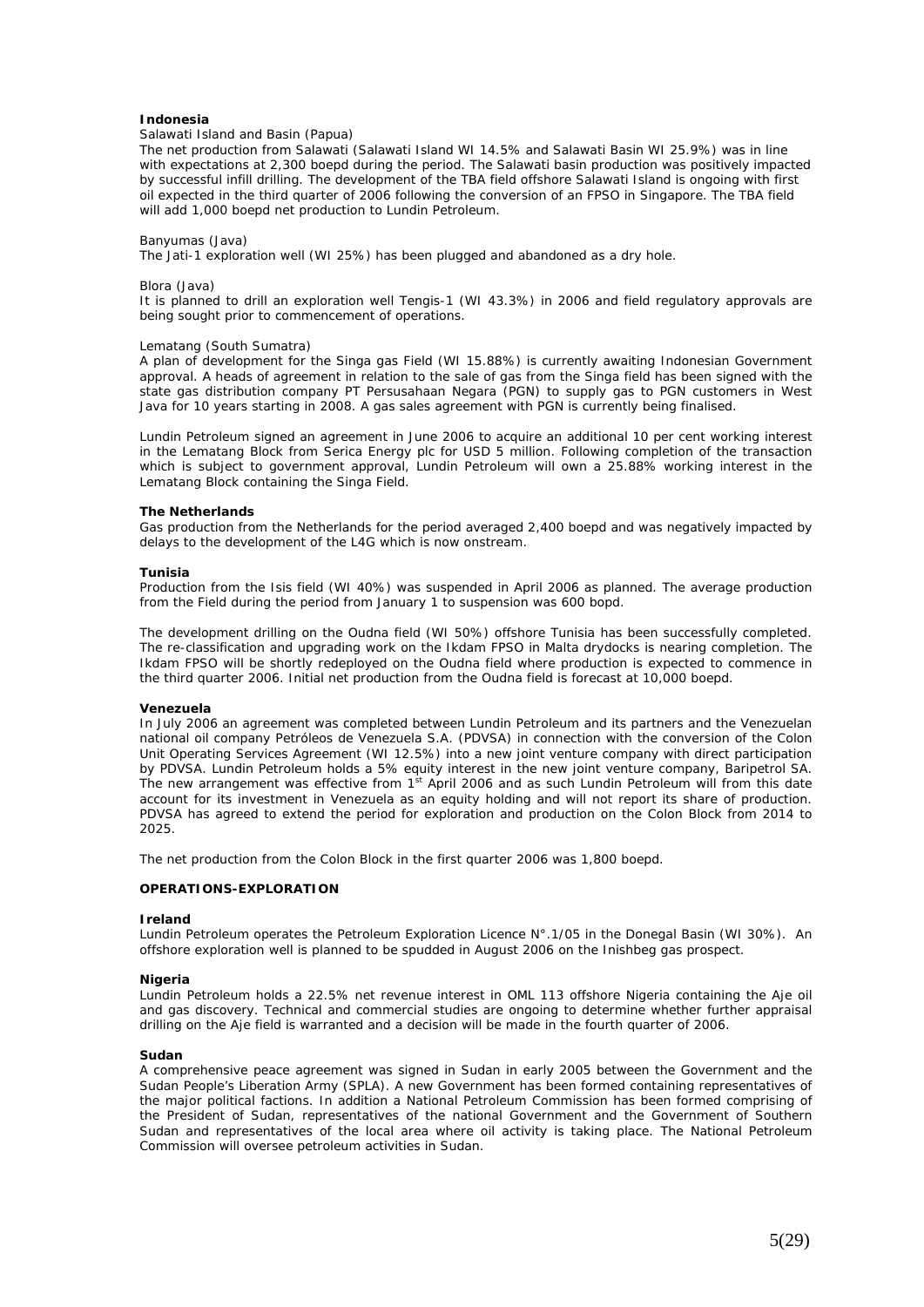**Indonesia**

Salawati Island and Basin (Papua)

The net production from Salawati (Salawati Island WI 14.5% and Salawati Basin WI 25.9%) was in line with expectations at 2,300 boepd during the period. The Salawati basin production was positively impacted by successful infill drilling. The development of the TBA field offshore Salawati Island is ongoing with first oil expected in the third quarter of 2006 following the conversion of an FPSO in Singapore. The TBA field will add 1,000 boepd net production to Lundin Petroleum.

Banyumas (Java)

The Jati-1 exploration well (WI 25%) has been plugged and abandoned as a dry hole.

Blora (Java)

It is planned to drill an exploration well Tengis-1 (WI 43.3%) in 2006 and field regulatory approvals are being sought prior to commencement of operations.

Lematang (South Sumatra)

A plan of development for the Singa gas Field (WI 15.88%) is currently awaiting Indonesian Government approval. A heads of agreement in relation to the sale of gas from the Singa field has been signed with the state gas distribution company PT Persusahaan Negara (PGN) to supply gas to PGN customers in West Java for 10 years starting in 2008. A gas sales agreement with PGN is currently being finalised.

Lundin Petroleum signed an agreement in June 2006 to acquire an additional 10 per cent working interest in the Lematang Block from Serica Energy plc for USD 5 million. Following completion of the transaction which is subject to government approval, Lundin Petroleum will own a 25.88% working interest in the Lematang Block containing the Singa Field.

**The Netherlands**

Gas production from the Netherlands for the period averaged 2,400 boepd and was negatively impacted by delays to the development of the L4G which is now onstream.

**Tunisia**

Production from the Isis field (WI 40%) was suspended in April 2006 as planned. The average production from the Field during the period from January 1 to suspension was 600 bopd.

The development drilling on the Oudna field (WI 50%) offshore Tunisia has been successfully completed. The re-classification and upgrading work on the Ikdam FPSO in Malta drydocks is nearing completion. The Ikdam FPSO will be shortly redeployed on the Oudna field where production is expected to commence in the third quarter 2006. Initial net production from the Oudna field is forecast at 10,000 boepd.

**Venezuela**

In July 2006 an agreement was completed between Lundin Petroleum and its partners and the Venezuelan national oil company Petróleos de Venezuela S.A. (PDVSA) in connection with the conversion of the Colon Unit Operating Services Agreement (WI 12.5%) into a new joint venture company with direct participation by PDVSA. Lundin Petroleum holds a 5% equity interest in the new joint venture company, Baripetrol SA. The new arrangement was effective from 1st April 2006 and as such Lundin Petroleum will from this date account for its investment in Venezuela as an equity holding and will not report its share of production. PDVSA has agreed to extend the period for exploration and production on the Colon Block from 2014 to 2025.

The net production from the Colon Block in the first quarter 2006 was 1,800 boepd.

**OPERATIONS-EXPLORATION**

**Ireland**

Lundin Petroleum operates the Petroleum Exploration Licence N°.1/05 in the Donegal Basin (WI 30%). An offshore exploration well is planned to be spudded in August 2006 on the Inishbeg gas prospect.

**Nigeria**

Lundin Petroleum holds a 22.5% net revenue interest in OML 113 offshore Nigeria containing the Aje oil and gas discovery. Technical and commercial studies are ongoing to determine whether further appraisal drilling on the Aje field is warranted and a decision will be made in the fourth quarter of 2006.

**Sudan**

A comprehensive peace agreement was signed in Sudan in early 2005 between the Government and the Sudan People's Liberation Army (SPLA). A new Government has been formed containing representatives of the major political factions. In addition a National Petroleum Commission has been formed comprising of the President of Sudan, representatives of the national Government and the Government of Southern Sudan and representatives of the local area where oil activity is taking place. The National Petroleum Commission will oversee petroleum activities in Sudan.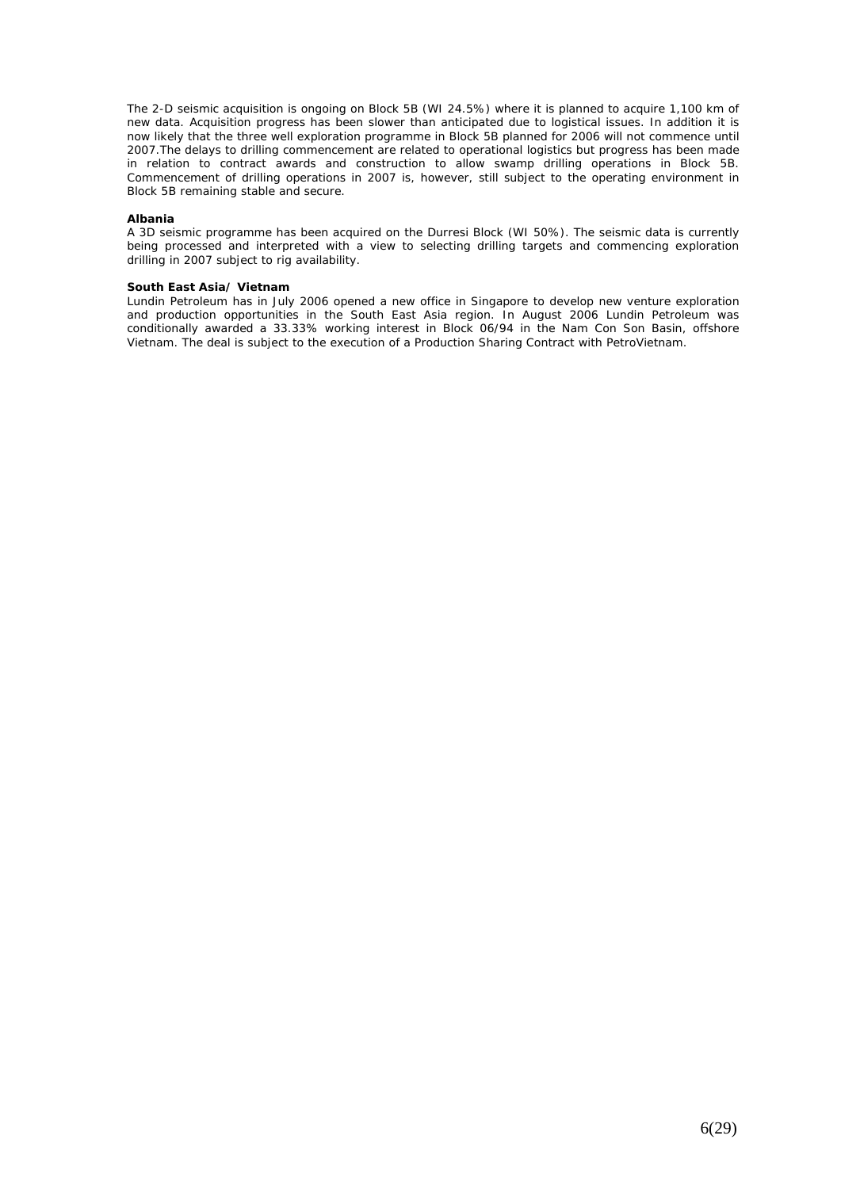The 2-D seismic acquisition is ongoing on Block 5B (WI 24.5%) where it is planned to acquire 1,100 km of new data. Acquisition progress has been slower than anticipated due to logistical issues. In addition it is now likely that the three well exploration programme in Block 5B planned for 2006 will not commence until 2007.The delays to drilling commencement are related to operational logistics but progress has been made in relation to contract awards and construction to allow swamp drilling operations in Block 5B. Commencement of drilling operations in 2007 is, however, still subject to the operating environment in Block 5B remaining stable and secure.

**Albania**

A 3D seismic programme has been acquired on the Durresi Block (WI 50%). The seismic data is currently being processed and interpreted with a view to selecting drilling targets and commencing exploration drilling in 2007 subject to rig availability.

**South East Asia/ Vietnam**

Lundin Petroleum has in July 2006 opened a new office in Singapore to develop new venture exploration and production opportunities in the South East Asia region. In August 2006 Lundin Petroleum was conditionally awarded a 33.33% working interest in Block 06/94 in the Nam Con Son Basin, offshore Vietnam. The deal is subject to the execution of a Production Sharing Contract with PetroVietnam.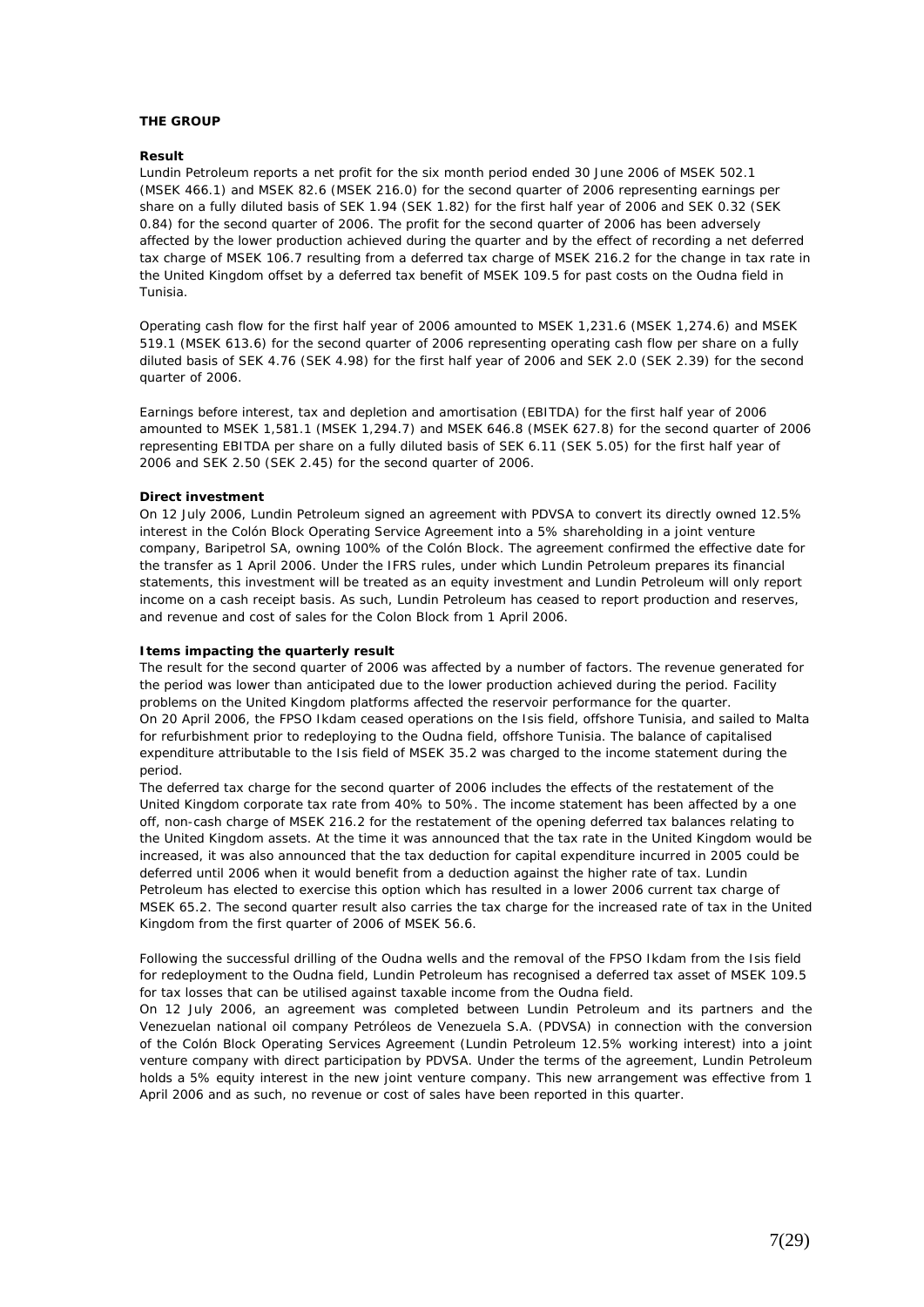**THE GROUP**

**Result**

Lundin Petroleum reports a net profit for the six month period ended 30 June 2006 of MSEK 502.1 (MSEK 466.1) and MSEK 82.6 (MSEK 216.0) for the second quarter of 2006 representing earnings per share on a fully diluted basis of SEK 1.94 (SEK 1.82) for the first half year of 2006 and SEK 0.32 (SEK 0.84) for the second quarter of 2006. The profit for the second quarter of 2006 has been adversely affected by the lower production achieved during the quarter and by the effect of recording a net deferred tax charge of MSEK 106.7 resulting from a deferred tax charge of MSEK 216.2 for the change in tax rate in the United Kingdom offset by a deferred tax benefit of MSEK 109.5 for past costs on the Oudna field in Tunisia.

Operating cash flow for the first half year of 2006 amounted to MSEK 1,231.6 (MSEK 1,274.6) and MSEK 519.1 (MSEK 613.6) for the second quarter of 2006 representing operating cash flow per share on a fully diluted basis of SEK 4.76 (SEK 4.98) for the first half year of 2006 and SEK 2.0 (SEK 2.39) for the second quarter of 2006.

Earnings before interest, tax and depletion and amortisation (EBITDA) for the first half year of 2006 amounted to MSEK 1,581.1 (MSEK 1,294.7) and MSEK 646.8 (MSEK 627.8) for the second quarter of 2006 representing EBITDA per share on a fully diluted basis of SEK 6.11 (SEK 5.05) for the first half year of 2006 and SEK 2.50 (SEK 2.45) for the second quarter of 2006.

**Direct investment**

On 12 July 2006, Lundin Petroleum signed an agreement with PDVSA to convert its directly owned 12.5% interest in the Colón Block Operating Service Agreement into a 5% shareholding in a joint venture company, Baripetrol SA, owning 100% of the Colón Block. The agreement confirmed the effective date for the transfer as 1 April 2006. Under the IFRS rules, under which Lundin Petroleum prepares its financial statements, this investment will be treated as an equity investment and Lundin Petroleum will only report income on a cash receipt basis. As such, Lundin Petroleum has ceased to report production and reserves, and revenue and cost of sales for the Colon Block from 1 April 2006.

**Items impacting the quarterly result**

The result for the second quarter of 2006 was affected by a number of factors. The revenue generated for the period was lower than anticipated due to the lower production achieved during the period. Facility problems on the United Kingdom platforms affected the reservoir performance for the quarter.

On 20 April 2006, the FPSO Ikdam ceased operations on the Isis field, offshore Tunisia, and sailed to Malta for refurbishment prior to redeploying to the Oudna field, offshore Tunisia. The balance of capitalised expenditure attributable to the Isis field of MSEK 35.2 was charged to the income statement during the period.

The deferred tax charge for the second quarter of 2006 includes the effects of the restatement of the United Kingdom corporate tax rate from 40% to 50%. The income statement has been affected by a one off, non-cash charge of MSEK 216.2 for the restatement of the opening deferred tax balances relating to the United Kingdom assets. At the time it was announced that the tax rate in the United Kingdom would be increased, it was also announced that the tax deduction for capital expenditure incurred in 2005 could be deferred until 2006 when it would benefit from a deduction against the higher rate of tax. Lundin Petroleum has elected to exercise this option which has resulted in a lower 2006 current tax charge of MSEK 65.2. The second quarter result also carries the tax charge for the increased rate of tax in the United Kingdom from the first quarter of 2006 of MSEK 56.6.

Following the successful drilling of the Oudna wells and the removal of the FPSO Ikdam from the Isis field for redeployment to the Oudna field, Lundin Petroleum has recognised a deferred tax asset of MSEK 109.5 for tax losses that can be utilised against taxable income from the Oudna field.

On 12 July 2006, an agreement was completed between Lundin Petroleum and its partners and the Venezuelan national oil company Petróleos de Venezuela S.A. (PDVSA) in connection with the conversion of the Colón Block Operating Services Agreement (Lundin Petroleum 12.5% working interest) into a joint venture company with direct participation by PDVSA. Under the terms of the agreement, Lundin Petroleum holds a 5% equity interest in the new joint venture company. This new arrangement was effective from 1 April 2006 and as such, no revenue or cost of sales have been reported in this quarter.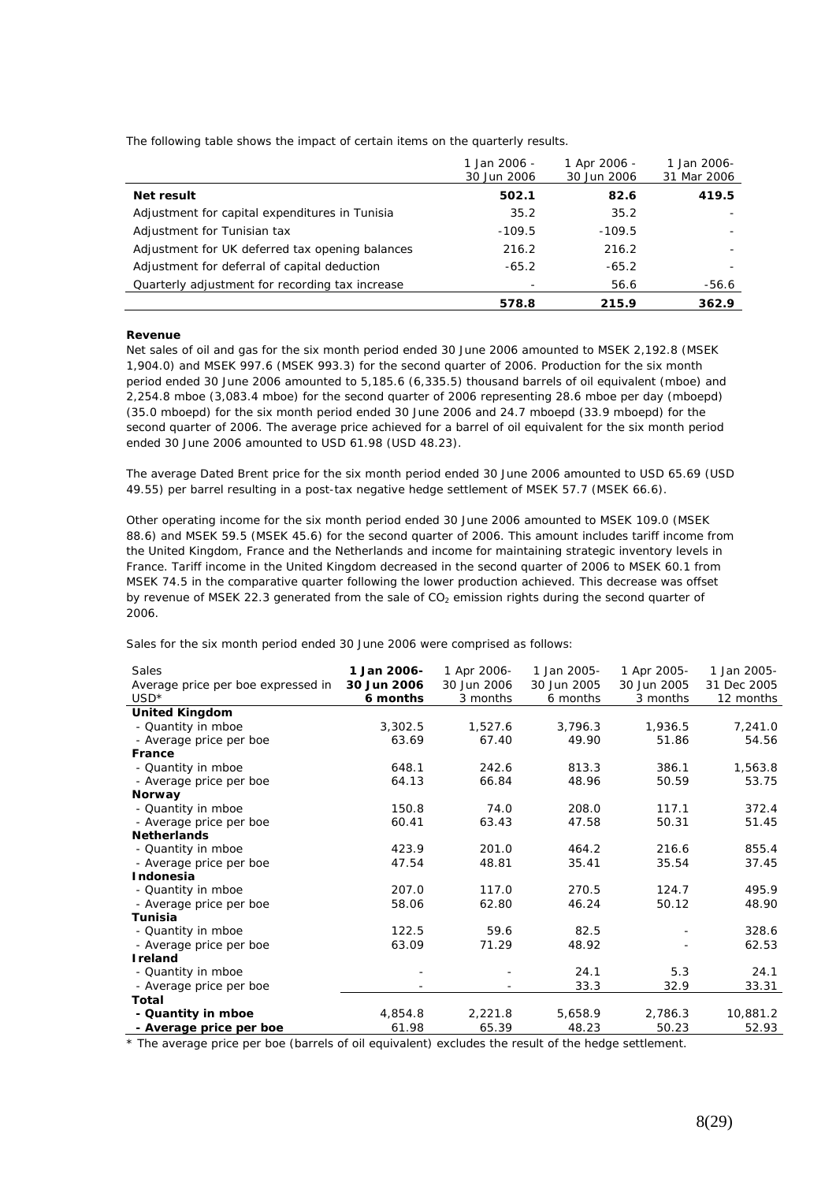The following table shows the impact of certain items on the quarterly results.

| | 1 Jan 2006 - 30 Jun 2006 | 1 Apr 2006 - 30 Jun 2006 | 1 Jan 2006- 31 Mar 2006 |
|---|---|---|---|
| **Net result** | **502.1** | **82.6** | **419.5** |
| Adjustment for capital expenditures in Tunisia | 35.2 | 35.2 | - |
| Adjustment for Tunisian tax | -109.5 | -109.5 | - |
| Adjustment for UK deferred tax opening balances | 216.2 | 216.2 | - |
| Adjustment for deferral of capital deduction | -65.2 | -65.2 | - |
| Quarterly adjustment for recording tax increase | - | 56.6 | -56.6 |
| | **578.8** | **215.9** | **362.9** |

**Revenue**

Net sales of oil and gas for the six month period ended 30 June 2006 amounted to MSEK 2,192.8 (MSEK 1,904.0) and MSEK 997.6 (MSEK 993.3) for the second quarter of 2006. Production for the six month period ended 30 June 2006 amounted to 5,185.6 (6,335.5) thousand barrels of oil equivalent (mboe) and 2,254.8 mboe (3,083.4 mboe) for the second quarter of 2006 representing 28.6 mboe per day (mboepd) (35.0 mboepd) for the six month period ended 30 June 2006 and 24.7 mboepd (33.9 mboepd) for the second quarter of 2006. The average price achieved for a barrel of oil equivalent for the six month period ended 30 June 2006 amounted to USD 61.98 (USD 48.23).

The average Dated Brent price for the six month period ended 30 June 2006 amounted to USD 65.69 (USD 49.55) per barrel resulting in a post-tax negative hedge settlement of MSEK 57.7 (MSEK 66.6).

Other operating income for the six month period ended 30 June 2006 amounted to MSEK 109.0 (MSEK 88.6) and MSEK 59.5 (MSEK 45.6) for the second quarter of 2006. This amount includes tariff income from the United Kingdom, France and the Netherlands and income for maintaining strategic inventory levels in France. Tariff income in the United Kingdom decreased in the second quarter of 2006 to MSEK 60.1 from MSEK 74.5 in the comparative quarter following the lower production achieved. This decrease was offset by revenue of MSEK 22.3 generated from the sale of $CO_2$ emission rights during the second quarter of 2006.

Sales for the six month period ended 30 June 2006 were comprised as follows:

| Sales<br>Average price per boe expressed in USD* | **1 Jan 2006- 30 Jun 2006 6 months** | 1 Apr 2006- 30 Jun 2006 3 months | 1 Jan 2005- 30 Jun 2005 6 months | 1 Apr 2005- 30 Jun 2005 3 months | 1 Jan 2005- 31 Dec 2005 12 months |
|---|---|---|---|---|---|
| **United Kingdom** | | | | | |
| - Quantity in mboe | 3,302.5 | 1,527.6 | 3,796.3 | 1,936.5 | 7,241.0 |
| - Average price per boe | 63.69 | 67.40 | 49.90 | 51.86 | 54.56 |
| **France** | | | | | |
| - Quantity in mboe | 648.1 | 242.6 | 813.3 | 386.1 | 1,563.8 |
| - Average price per boe | 64.13 | 66.84 | 48.96 | 50.59 | 53.75 |
| **Norway** | | | | | |
| - Quantity in mboe | 150.8 | 74.0 | 208.0 | 117.1 | 372.4 |
| - Average price per boe | 60.41 | 63.43 | 47.58 | 50.31 | 51.45 |
| **Netherlands** | | | | | |
| - Quantity in mboe | 423.9 | 201.0 | 464.2 | 216.6 | 855.4 |
| - Average price per boe | 47.54 | 48.81 | 35.41 | 35.54 | 37.45 |
| **Indonesia** | | | | | |
| - Quantity in mboe | 207.0 | 117.0 | 270.5 | 124.7 | 495.9 |
| - Average price per boe | 58.06 | 62.80 | 46.24 | 50.12 | 48.90 |
| **Tunisia** | | | | | |
| - Quantity in mboe | 122.5 | 59.6 | 82.5 | - | 328.6 |
| - Average price per boe | 63.09 | 71.29 | 48.92 | - | 62.53 |
| **Ireland** | | | | | |
| - Quantity in mboe | - | - | 24.1 | 5.3 | 24.1 |
| - Average price per boe | - | - | 33.3 | 32.9 | 33.31 |
| **Total** | | | | | |
| **- Quantity in mboe** | 4,854.8 | 2,221.8 | 5,658.9 | 2,786.3 | 10,881.2 |
| **- Average price per boe** | 61.98 | 65.39 | 48.23 | 50.23 | 52.93 |

\* The average price per boe (barrels of oil equivalent) excludes the result of the hedge settlement.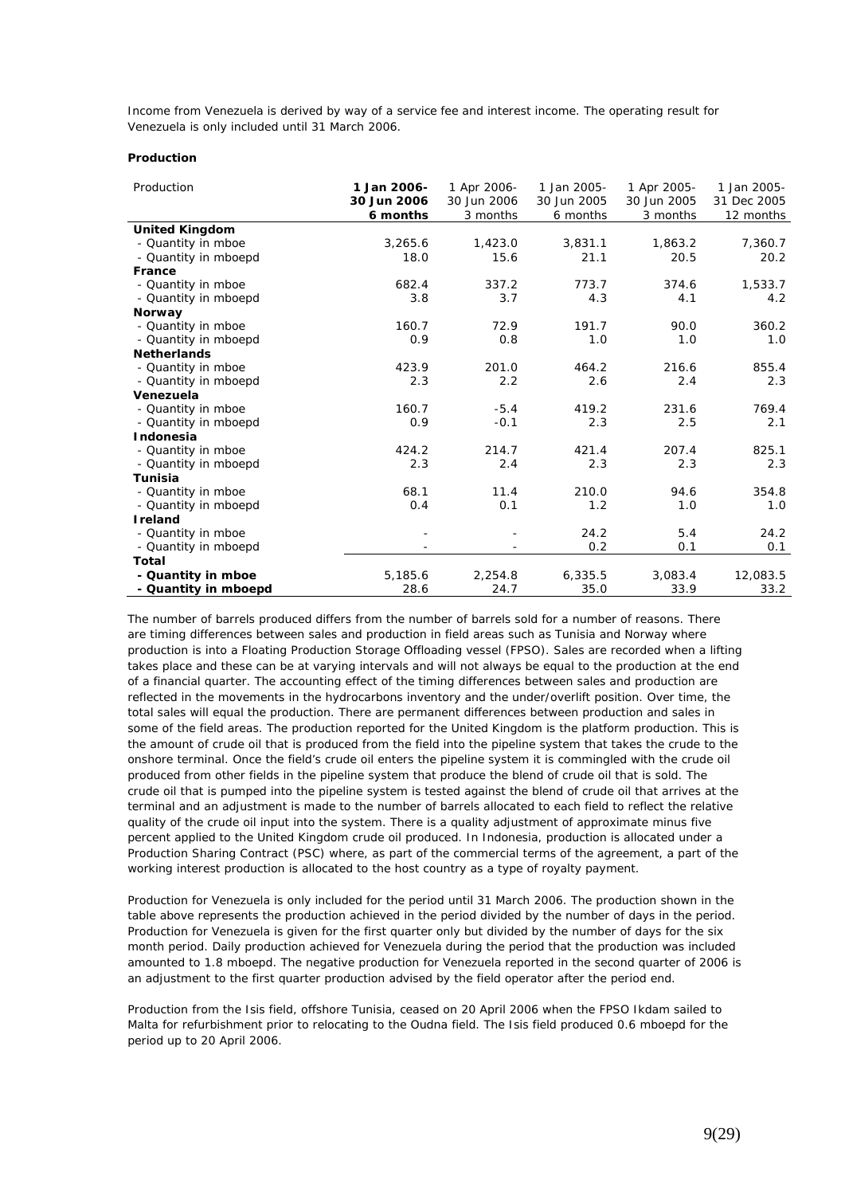Income from Venezuela is derived by way of a service fee and interest income. The operating result for Venezuela is only included until 31 March 2006.

**Production**

| Production | **1 Jan 2006- 30 Jun 2006 6 months** | 1 Apr 2006- 30 Jun 2006 3 months | 1 Jan 2005- 30 Jun 2005 6 months | 1 Apr 2005- 30 Jun 2005 3 months | 1 Jan 2005- 31 Dec 2005 12 months |
|---|---|---|---|---|---|
| **United Kingdom** | | | | | |
| - Quantity in mboe | 3,265.6 | 1,423.0 | 3,831.1 | 1,863.2 | 7,360.7 |
| - Quantity in mboepd | 18.0 | 15.6 | 21.1 | 20.5 | 20.2 |
| **France** | | | | | |
| - Quantity in mboe | 682.4 | 337.2 | 773.7 | 374.6 | 1,533.7 |
| - Quantity in mboepd | 3.8 | 3.7 | 4.3 | 4.1 | 4.2 |
| **Norway** | | | | | |
| - Quantity in mboe | 160.7 | 72.9 | 191.7 | 90.0 | 360.2 |
| - Quantity in mboepd | 0.9 | 0.8 | 1.0 | 1.0 | 1.0 |
| **Netherlands** | | | | | |
| - Quantity in mboe | 423.9 | 201.0 | 464.2 | 216.6 | 855.4 |
| - Quantity in mboepd | 2.3 | 2.2 | 2.6 | 2.4 | 2.3 |
| **Venezuela** | | | | | |
| - Quantity in mboe | 160.7 | -5.4 | 419.2 | 231.6 | 769.4 |
| - Quantity in mboepd | 0.9 | -0.1 | 2.3 | 2.5 | 2.1 |
| **Indonesia** | | | | | |
| - Quantity in mboe | 424.2 | 214.7 | 421.4 | 207.4 | 825.1 |
| - Quantity in mboepd | 2.3 | 2.4 | 2.3 | 2.3 | 2.3 |
| **Tunisia** | | | | | |
| - Quantity in mboe | 68.1 | 11.4 | 210.0 | 94.6 | 354.8 |
| - Quantity in mboepd | 0.4 | 0.1 | 1.2 | 1.0 | 1.0 |
| **Ireland** | | | | | |
| - Quantity in mboe | - | - | 24.2 | 5.4 | 24.2 |
| - Quantity in mboepd | - | - | 0.2 | 0.1 | 0.1 |
| **Total** | | | | | |
| **- Quantity in mboe** | 5,185.6 | 2,254.8 | 6,335.5 | 3,083.4 | 12,083.5 |
| **- Quantity in mboepd** | 28.6 | 24.7 | 35.0 | 33.9 | 33.2 |

The number of barrels produced differs from the number of barrels sold for a number of reasons. There are timing differences between sales and production in field areas such as Tunisia and Norway where production is into a Floating Production Storage Offloading vessel (FPSO). Sales are recorded when a lifting takes place and these can be at varying intervals and will not always be equal to the production at the end of a financial quarter. The accounting effect of the timing differences between sales and production are reflected in the movements in the hydrocarbons inventory and the under/overlift position. Over time, the total sales will equal the production. There are permanent differences between production and sales in some of the field areas. The production reported for the United Kingdom is the platform production. This is the amount of crude oil that is produced from the field into the pipeline system that takes the crude to the onshore terminal. Once the field's crude oil enters the pipeline system it is commingled with the crude oil produced from other fields in the pipeline system that produce the blend of crude oil that is sold. The crude oil that is pumped into the pipeline system is tested against the blend of crude oil that arrives at the terminal and an adjustment is made to the number of barrels allocated to each field to reflect the relative quality of the crude oil input into the system. There is a quality adjustment of approximate minus five percent applied to the United Kingdom crude oil produced. In Indonesia, production is allocated under a Production Sharing Contract (PSC) where, as part of the commercial terms of the agreement, a part of the working interest production is allocated to the host country as a type of royalty payment.

Production for Venezuela is only included for the period until 31 March 2006. The production shown in the table above represents the production achieved in the period divided by the number of days in the period. Production for Venezuela is given for the first quarter only but divided by the number of days for the six month period. Daily production achieved for Venezuela during the period that the production was included amounted to 1.8 mboepd. The negative production for Venezuela reported in the second quarter of 2006 is an adjustment to the first quarter production advised by the field operator after the period end.

Production from the Isis field, offshore Tunisia, ceased on 20 April 2006 when the FPSO Ikdam sailed to Malta for refurbishment prior to relocating to the Oudna field. The Isis field produced 0.6 mboepd for the period up to 20 April 2006.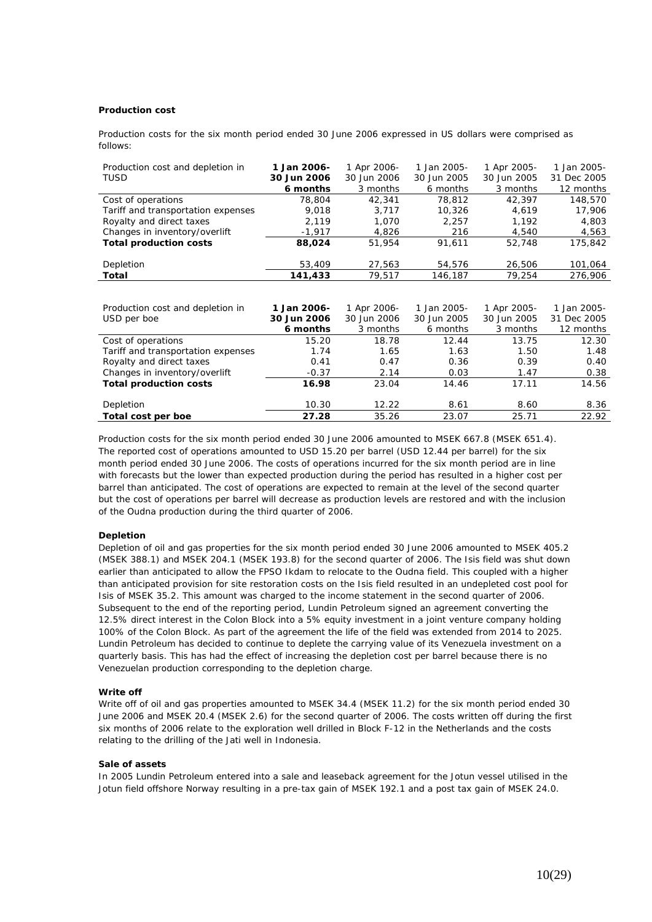**Production cost**

Production costs for the six month period ended 30 June 2006 expressed in US dollars were comprised as follows:

| Production cost and depletion in TUSD | **1 Jan 2006- 30 Jun 2006 6 months** | 1 Apr 2006- 30 Jun 2006 3 months | 1 Jan 2005- 30 Jun 2005 6 months | 1 Apr 2005- 30 Jun 2005 3 months | 1 Jan 2005- 31 Dec 2005 12 months |
|---|---|---|---|---|---|
| Cost of operations | 78,804 | 42,341 | 78,812 | 42,397 | 148,570 |
| Tariff and transportation expenses | 9,018 | 3,717 | 10,326 | 4,619 | 17,906 |
| Royalty and direct taxes | 2,119 | 1,070 | 2,257 | 1,192 | 4,803 |
| Changes in inventory/overlift | -1,917 | 4,826 | 216 | 4,540 | 4,563 |
| **Total production costs** | **88,024** | 51,954 | 91,611 | 52,748 | 175,842 |
| Depletion | 53,409 | 27,563 | 54,576 | 26,506 | 101,064 |
| **Total** | **141,433** | 79,517 | 146,187 | 79,254 | 276,906 |

| Production cost and depletion in USD per boe | **1 Jan 2006- 30 Jun 2006 6 months** | 1 Apr 2006- 30 Jun 2006 3 months | 1 Jan 2005- 30 Jun 2005 6 months | 1 Apr 2005- 30 Jun 2005 3 months | 1 Jan 2005- 31 Dec 2005 12 months |
|---|---|---|---|---|---|
| Cost of operations | 15.20 | 18.78 | 12.44 | 13.75 | 12.30 |
| Tariff and transportation expenses | 1.74 | 1.65 | 1.63 | 1.50 | 1.48 |
| Royalty and direct taxes | 0.41 | 0.47 | 0.36 | 0.39 | 0.40 |
| Changes in inventory/overlift | -0.37 | 2.14 | 0.03 | 1.47 | 0.38 |
| **Total production costs** | **16.98** | 23.04 | 14.46 | 17.11 | 14.56 |
| Depletion | 10.30 | 12.22 | 8.61 | 8.60 | 8.36 |
| **Total cost per boe** | **27.28** | 35.26 | 23.07 | 25.71 | 22.92 |

Production costs for the six month period ended 30 June 2006 amounted to MSEK 667.8 (MSEK 651.4). The reported cost of operations amounted to USD 15.20 per barrel (USD 12.44 per barrel) for the six month period ended 30 June 2006. The costs of operations incurred for the six month period are in line with forecasts but the lower than expected production during the period has resulted in a higher cost per barrel than anticipated. The cost of operations are expected to remain at the level of the second quarter but the cost of operations per barrel will decrease as production levels are restored and with the inclusion of the Oudna production during the third quarter of 2006.

**Depletion**

Depletion of oil and gas properties for the six month period ended 30 June 2006 amounted to MSEK 405.2 (MSEK 388.1) and MSEK 204.1 (MSEK 193.8) for the second quarter of 2006. The Isis field was shut down earlier than anticipated to allow the FPSO Ikdam to relocate to the Oudna field. This coupled with a higher than anticipated provision for site restoration costs on the Isis field resulted in an undepleted cost pool for Isis of MSEK 35.2. This amount was charged to the income statement in the second quarter of 2006. Subsequent to the end of the reporting period, Lundin Petroleum signed an agreement converting the 12.5% direct interest in the Colon Block into a 5% equity investment in a joint venture company holding 100% of the Colon Block. As part of the agreement the life of the field was extended from 2014 to 2025. Lundin Petroleum has decided to continue to deplete the carrying value of its Venezuela investment on a quarterly basis. This has had the effect of increasing the depletion cost per barrel because there is no Venezuelan production corresponding to the depletion charge.

**Write off**

Write off of oil and gas properties amounted to MSEK 34.4 (MSEK 11.2) for the six month period ended 30 June 2006 and MSEK 20.4 (MSEK 2.6) for the second quarter of 2006. The costs written off during the first six months of 2006 relate to the exploration well drilled in Block F-12 in the Netherlands and the costs relating to the drilling of the Jati well in Indonesia.

**Sale of assets**

In 2005 Lundin Petroleum entered into a sale and leaseback agreement for the Jotun vessel utilised in the Jotun field offshore Norway resulting in a pre-tax gain of MSEK 192.1 and a post tax gain of MSEK 24.0.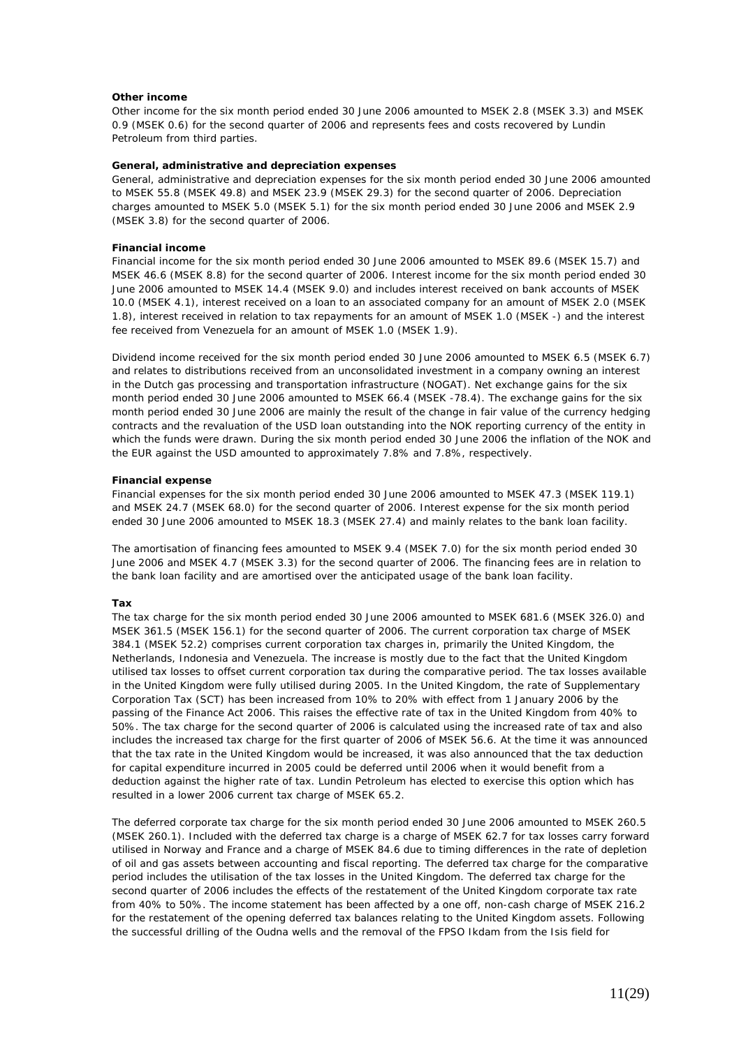#### Other income

Other income for the six month period ended 30 June 2006 amounted to MSEK 2.8 (MSEK 3.3) and MSEK 0.9 (MSEK 0.6) for the second quarter of 2006 and represents fees and costs recovered by Lundin Petroleum from third parties.

#### General, administrative and depreciation expenses

General, administrative and depreciation expenses for the six month period ended 30 June 2006 amounted to MSEK 55.8 (MSEK 49.8) and MSEK 23.9 (MSEK 29.3) for the second quarter of 2006. Depreciation charges amounted to MSEK 5.0 (MSEK 5.1) for the six month period ended 30 June 2006 and MSEK 2.9 (MSEK 3.8) for the second quarter of 2006.

#### Financial income

Financial income for the six month period ended 30 June 2006 amounted to MSEK 89.6 (MSEK 15.7) and MSEK 46.6 (MSEK 8.8) for the second quarter of 2006. Interest income for the six month period ended 30 June 2006 amounted to MSEK 14.4 (MSEK 9.0) and includes interest received on bank accounts of MSEK 10.0 (MSEK 4.1), interest received on a loan to an associated company for an amount of MSEK 2.0 (MSEK 1.8), interest received in relation to tax repayments for an amount of MSEK 1.0 (MSEK -) and the interest fee received from Venezuela for an amount of MSEK 1.0 (MSEK 1.9).

Dividend income received for the six month period ended 30 June 2006 amounted to MSEK 6.5 (MSEK 6.7) and relates to distributions received from an unconsolidated investment in a company owning an interest in the Dutch gas processing and transportation infrastructure (NOGAT). Net exchange gains for the six month period ended 30 June 2006 amounted to MSEK 66.4 (MSEK -78.4). The exchange gains for the six month period ended 30 June 2006 are mainly the result of the change in fair value of the currency hedging contracts and the revaluation of the USD loan outstanding into the NOK reporting currency of the entity in which the funds were drawn. During the six month period ended 30 June 2006 the inflation of the NOK and the EUR against the USD amounted to approximately 7.8% and 7.8%, respectively.

#### Financial expense

Financial expenses for the six month period ended 30 June 2006 amounted to MSEK 47.3 (MSEK 119.1) and MSEK 24.7 (MSEK 68.0) for the second quarter of 2006. Interest expense for the six month period ended 30 June 2006 amounted to MSEK 18.3 (MSEK 27.4) and mainly relates to the bank loan facility.

The amortisation of financing fees amounted to MSEK 9.4 (MSEK 7.0) for the six month period ended 30 June 2006 and MSEK 4.7 (MSEK 3.3) for the second quarter of 2006. The financing fees are in relation to the bank loan facility and are amortised over the anticipated usage of the bank loan facility.

#### Tax

The tax charge for the six month period ended 30 June 2006 amounted to MSEK 681.6 (MSEK 326.0) and MSEK 361.5 (MSEK 156.1) for the second quarter of 2006. The current corporation tax charge of MSEK 384.1 (MSEK 52.2) comprises current corporation tax charges in, primarily the United Kingdom, the Netherlands, Indonesia and Venezuela. The increase is mostly due to the fact that the United Kingdom utilised tax losses to offset current corporation tax during the comparative period. The tax losses available in the United Kingdom were fully utilised during 2005. In the United Kingdom, the rate of Supplementary Corporation Tax (SCT) has been increased from 10% to 20% with effect from 1 January 2006 by the passing of the Finance Act 2006. This raises the effective rate of tax in the United Kingdom from 40% to 50%. The tax charge for the second quarter of 2006 is calculated using the increased rate of tax and also includes the increased tax charge for the first quarter of 2006 of MSEK 56.6. At the time it was announced that the tax rate in the United Kingdom would be increased, it was also announced that the tax deduction for capital expenditure incurred in 2005 could be deferred until 2006 when it would benefit from a deduction against the higher rate of tax. Lundin Petroleum has elected to exercise this option which has resulted in a lower 2006 current tax charge of MSEK 65.2.

The deferred corporate tax charge for the six month period ended 30 June 2006 amounted to MSEK 260.5 (MSEK 260.1). Included with the deferred tax charge is a charge of MSEK 62.7 for tax losses carry forward utilised in Norway and France and a charge of MSEK 84.6 due to timing differences in the rate of depletion of oil and gas assets between accounting and fiscal reporting. The deferred tax charge for the comparative period includes the utilisation of the tax losses in the United Kingdom. The deferred tax charge for the second quarter of 2006 includes the effects of the restatement of the United Kingdom corporate tax rate from 40% to 50%. The income statement has been affected by a one off, non-cash charge of MSEK 216.2 for the restatement of the opening deferred tax balances relating to the United Kingdom assets. Following the successful drilling of the Oudna wells and the removal of the FPSO Ikdam from the Isis field for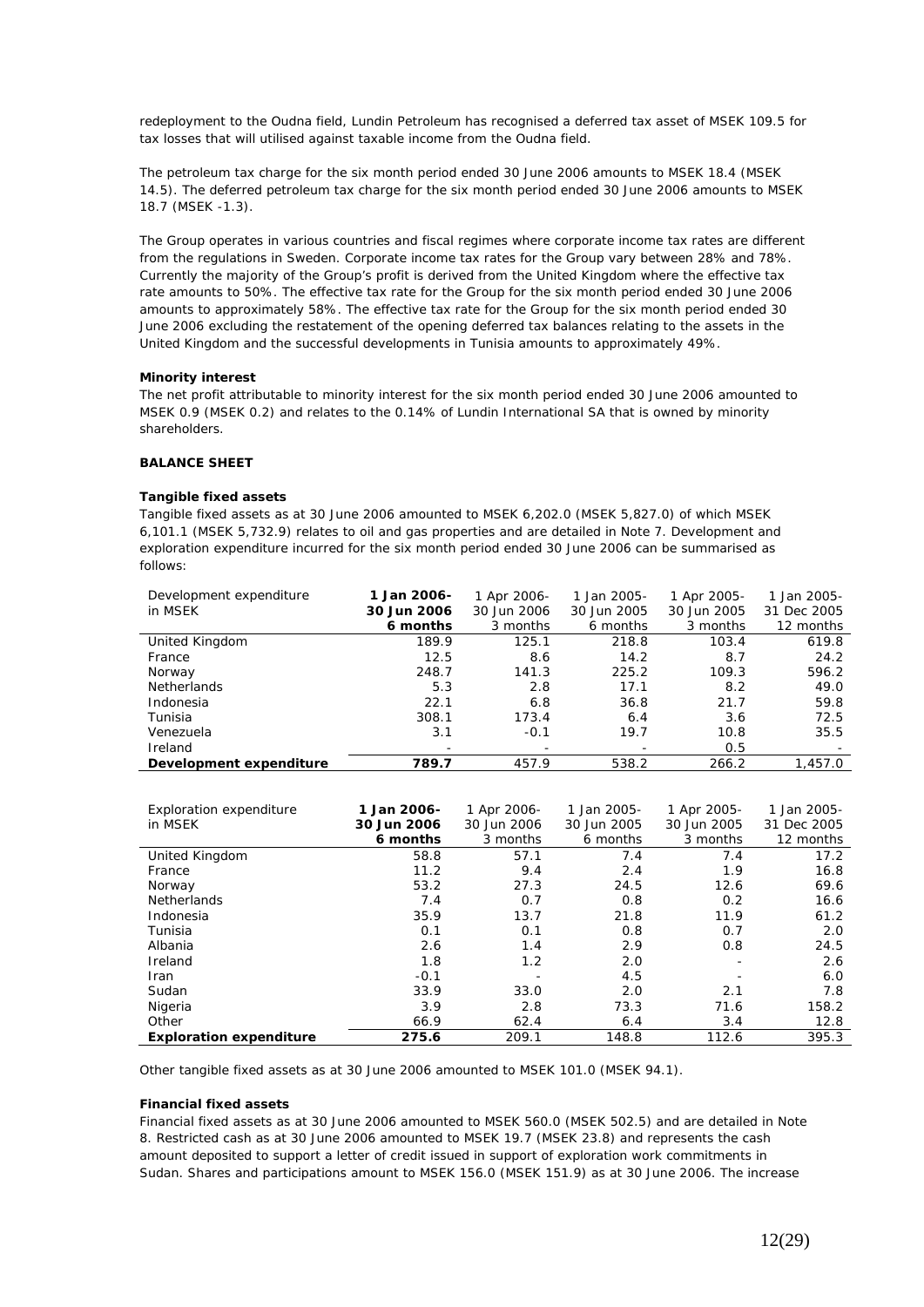redeployment to the Oudna field, Lundin Petroleum has recognised a deferred tax asset of MSEK 109.5 for tax losses that will utilised against taxable income from the Oudna field.

The petroleum tax charge for the six month period ended 30 June 2006 amounts to MSEK 18.4 (MSEK 14.5). The deferred petroleum tax charge for the six month period ended 30 June 2006 amounts to MSEK 18.7 (MSEK -1.3).

The Group operates in various countries and fiscal regimes where corporate income tax rates are different from the regulations in Sweden. Corporate income tax rates for the Group vary between 28% and 78%. Currently the majority of the Group's profit is derived from the United Kingdom where the effective tax rate amounts to 50%. The effective tax rate for the Group for the six month period ended 30 June 2006 amounts to approximately 58%. The effective tax rate for the Group for the six month period ended 30 June 2006 excluding the restatement of the opening deferred tax balances relating to the assets in the United Kingdom and the successful developments in Tunisia amounts to approximately 49%.

**Minority interest**

The net profit attributable to minority interest for the six month period ended 30 June 2006 amounted to MSEK 0.9 (MSEK 0.2) and relates to the 0.14% of Lundin International SA that is owned by minority shareholders.

**BALANCE SHEET**

**Tangible fixed assets**

Tangible fixed assets as at 30 June 2006 amounted to MSEK 6,202.0 (MSEK 5,827.0) of which MSEK 6,101.1 (MSEK 5,732.9) relates to oil and gas properties and are detailed in Note 7. Development and exploration expenditure incurred for the six month period ended 30 June 2006 can be summarised as follows:

| Development expenditure in MSEK | **1 Jan 2006- 30 Jun 2006 6 months** | 1 Apr 2006- 30 Jun 2006 3 months | 1 Jan 2005- 30 Jun 2005 6 months | 1 Apr 2005- 30 Jun 2005 3 months | 1 Jan 2005- 31 Dec 2005 12 months |
|---|---|---|---|---|---|
| United Kingdom | 189.9 | 125.1 | 218.8 | 103.4 | 619.8 |
| France | 12.5 | 8.6 | 14.2 | 8.7 | 24.2 |
| Norway | 248.7 | 141.3 | 225.2 | 109.3 | 596.2 |
| Netherlands | 5.3 | 2.8 | 17.1 | 8.2 | 49.0 |
| Indonesia | 22.1 | 6.8 | 36.8 | 21.7 | 59.8 |
| Tunisia | 308.1 | 173.4 | 6.4 | 3.6 | 72.5 |
| Venezuela | 3.1 | -0.1 | 19.7 | 10.8 | 35.5 |
| Ireland | - | - | - | 0.5 | - |
| **Development expenditure** | **789.7** | 457.9 | 538.2 | 266.2 | 1,457.0 |

| Exploration expenditure in MSEK | **1 Jan 2006- 30 Jun 2006 6 months** | 1 Apr 2006- 30 Jun 2006 3 months | 1 Jan 2005- 30 Jun 2005 6 months | 1 Apr 2005- 30 Jun 2005 3 months | 1 Jan 2005- 31 Dec 2005 12 months |
|---|---|---|---|---|---|
| United Kingdom | 58.8 | 57.1 | 7.4 | 7.4 | 17.2 |
| France | 11.2 | 9.4 | 2.4 | 1.9 | 16.8 |
| Norway | 53.2 | 27.3 | 24.5 | 12.6 | 69.6 |
| Netherlands | 7.4 | 0.7 | 0.8 | 0.2 | 16.6 |
| Indonesia | 35.9 | 13.7 | 21.8 | 11.9 | 61.2 |
| Tunisia | 0.1 | 0.1 | 0.8 | 0.7 | 2.0 |
| Albania | 2.6 | 1.4 | 2.9 | 0.8 | 24.5 |
| Ireland | 1.8 | 1.2 | 2.0 | - | 2.6 |
| Iran | -0.1 | - | 4.5 | - | 6.0 |
| Sudan | 33.9 | 33.0 | 2.0 | 2.1 | 7.8 |
| Nigeria | 3.9 | 2.8 | 73.3 | 71.6 | 158.2 |
| Other | 66.9 | 62.4 | 6.4 | 3.4 | 12.8 |
| **Exploration expenditure** | **275.6** | 209.1 | 148.8 | 112.6 | 395.3 |

Other tangible fixed assets as at 30 June 2006 amounted to MSEK 101.0 (MSEK 94.1).

**Financial fixed assets**

Financial fixed assets as at 30 June 2006 amounted to MSEK 560.0 (MSEK 502.5) and are detailed in Note 8. Restricted cash as at 30 June 2006 amounted to MSEK 19.7 (MSEK 23.8) and represents the cash amount deposited to support a letter of credit issued in support of exploration work commitments in Sudan. Shares and participations amount to MSEK 156.0 (MSEK 151.9) as at 30 June 2006. The increase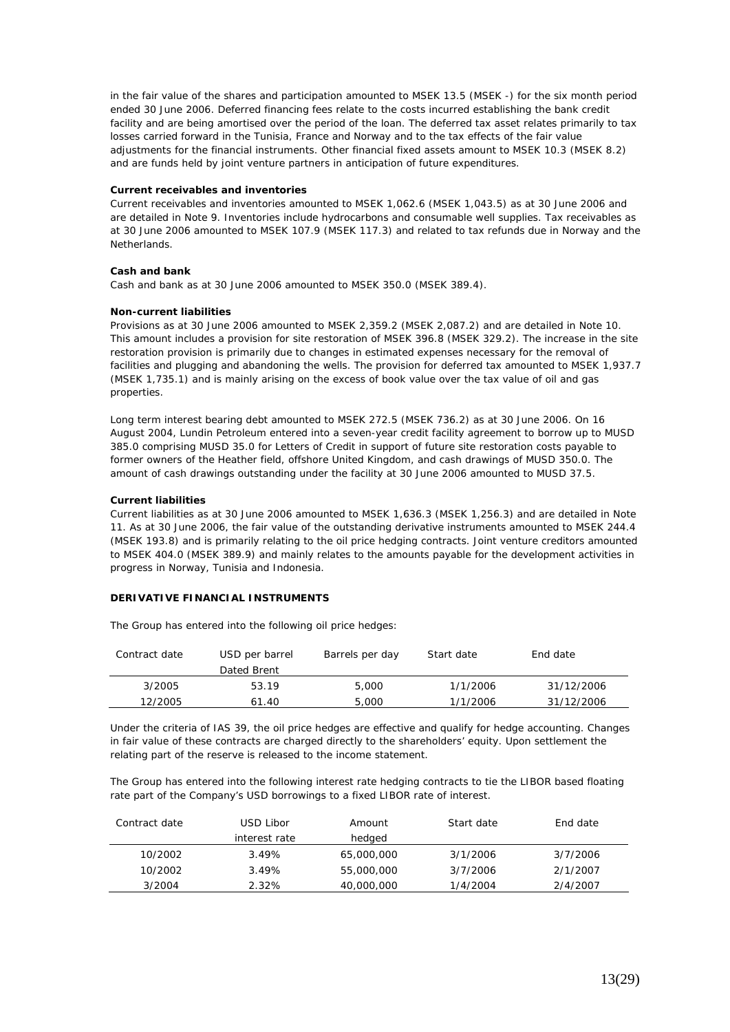in the fair value of the shares and participation amounted to MSEK 13.5 (MSEK -) for the six month period ended 30 June 2006. Deferred financing fees relate to the costs incurred establishing the bank credit facility and are being amortised over the period of the loan. The deferred tax asset relates primarily to tax losses carried forward in the Tunisia, France and Norway and to the tax effects of the fair value adjustments for the financial instruments. Other financial fixed assets amount to MSEK 10.3 (MSEK 8.2) and are funds held by joint venture partners in anticipation of future expenditures.

**Current receivables and inventories**

Current receivables and inventories amounted to MSEK 1,062.6 (MSEK 1,043.5) as at 30 June 2006 and are detailed in Note 9. Inventories include hydrocarbons and consumable well supplies. Tax receivables as at 30 June 2006 amounted to MSEK 107.9 (MSEK 117.3) and related to tax refunds due in Norway and the Netherlands.

**Cash and bank**

Cash and bank as at 30 June 2006 amounted to MSEK 350.0 (MSEK 389.4).

**Non-current liabilities**

Provisions as at 30 June 2006 amounted to MSEK 2,359.2 (MSEK 2,087.2) and are detailed in Note 10. This amount includes a provision for site restoration of MSEK 396.8 (MSEK 329.2). The increase in the site restoration provision is primarily due to changes in estimated expenses necessary for the removal of facilities and plugging and abandoning the wells. The provision for deferred tax amounted to MSEK 1,937.7 (MSEK 1,735.1) and is mainly arising on the excess of book value over the tax value of oil and gas properties.

Long term interest bearing debt amounted to MSEK 272.5 (MSEK 736.2) as at 30 June 2006. On 16 August 2004, Lundin Petroleum entered into a seven-year credit facility agreement to borrow up to MUSD 385.0 comprising MUSD 35.0 for Letters of Credit in support of future site restoration costs payable to former owners of the Heather field, offshore United Kingdom, and cash drawings of MUSD 350.0. The amount of cash drawings outstanding under the facility at 30 June 2006 amounted to MUSD 37.5.

**Current liabilities**

Current liabilities as at 30 June 2006 amounted to MSEK 1,636.3 (MSEK 1,256.3) and are detailed in Note 11. As at 30 June 2006, the fair value of the outstanding derivative instruments amounted to MSEK 244.4 (MSEK 193.8) and is primarily relating to the oil price hedging contracts. Joint venture creditors amounted to MSEK 404.0 (MSEK 389.9) and mainly relates to the amounts payable for the development activities in progress in Norway, Tunisia and Indonesia.

**DERIVATIVE FINANCIAL INSTRUMENTS**

The Group has entered into the following oil price hedges:

| Contract date | USD per barrel Dated Brent | Barrels per day | Start date | End date |
|---|---|---|---|---|
| 3/2005 | 53.19 | 5,000 | 1/1/2006 | 31/12/2006 |
| 12/2005 | 61.40 | 5,000 | 1/1/2006 | 31/12/2006 |

Under the criteria of IAS 39, the oil price hedges are effective and qualify for hedge accounting. Changes in fair value of these contracts are charged directly to the shareholders' equity. Upon settlement the relating part of the reserve is released to the income statement.

The Group has entered into the following interest rate hedging contracts to tie the LIBOR based floating rate part of the Company's USD borrowings to a fixed LIBOR rate of interest.

| Contract date | USD Libor interest rate | Amount hedged | Start date | End date |
|---|---|---|---|---|
| 10/2002 | 3.49% | 65,000,000 | 3/1/2006 | 3/7/2006 |
| 10/2002 | 3.49% | 55,000,000 | 3/7/2006 | 2/1/2007 |
| 3/2004 | 2.32% | 40,000,000 | 1/4/2004 | 2/4/2007 |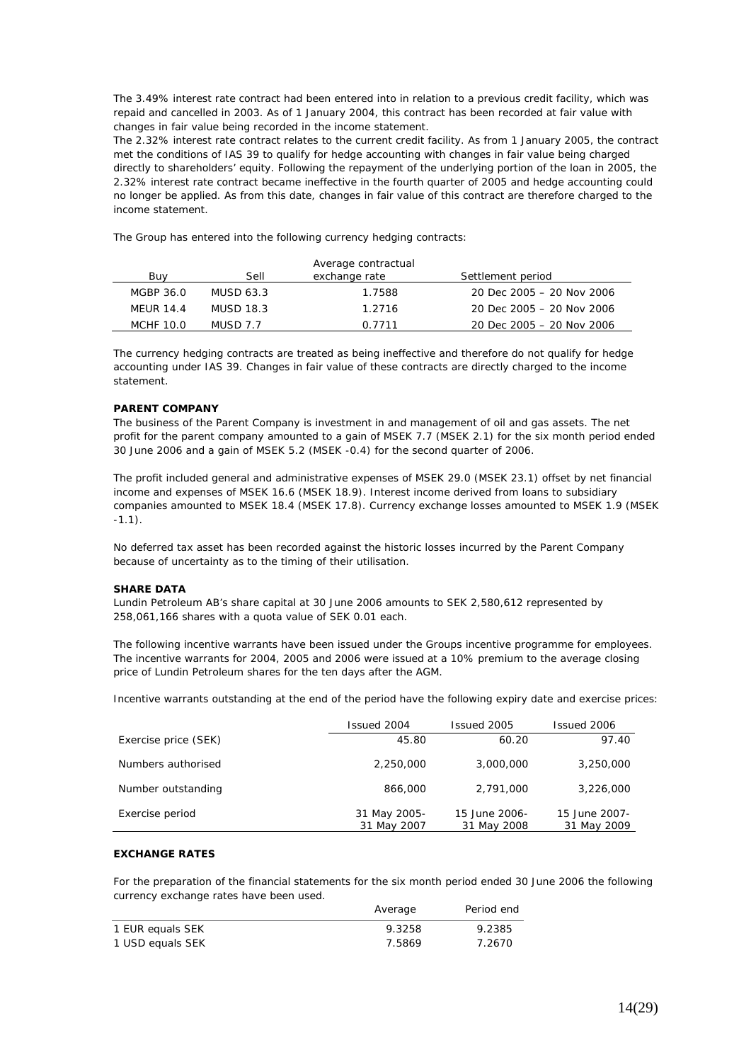The 3.49% interest rate contract had been entered into in relation to a previous credit facility, which was repaid and cancelled in 2003. As of 1 January 2004, this contract has been recorded at fair value with changes in fair value being recorded in the income statement.
The 2.32% interest rate contract relates to the current credit facility. As from 1 January 2005, the contract met the conditions of IAS 39 to qualify for hedge accounting with changes in fair value being charged directly to shareholders' equity. Following the repayment of the underlying portion of the loan in 2005, the 2.32% interest rate contract became ineffective in the fourth quarter of 2005 and hedge accounting could no longer be applied. As from this date, changes in fair value of this contract are therefore charged to the income statement.

The Group has entered into the following currency hedging contracts:

| Buy | Sell | Average contractual exchange rate | Settlement period |
|---|---|---|---|
| MGBP 36.0 | MUSD 63.3 | 1.7588 | 20 Dec 2005 – 20 Nov 2006 |
| MEUR 14.4 | MUSD 18.3 | 1.2716 | 20 Dec 2005 – 20 Nov 2006 |
| MCHF 10.0 | MUSD 7.7 | 0.7711 | 20 Dec 2005 – 20 Nov 2006 |

The currency hedging contracts are treated as being ineffective and therefore do not qualify for hedge accounting under IAS 39. Changes in fair value of these contracts are directly charged to the income statement.

**PARENT COMPANY**

The business of the Parent Company is investment in and management of oil and gas assets. The net profit for the parent company amounted to a gain of MSEK 7.7 (MSEK 2.1) for the six month period ended 30 June 2006 and a gain of MSEK 5.2 (MSEK -0.4) for the second quarter of 2006.

The profit included general and administrative expenses of MSEK 29.0 (MSEK 23.1) offset by net financial income and expenses of MSEK 16.6 (MSEK 18.9). Interest income derived from loans to subsidiary companies amounted to MSEK 18.4 (MSEK 17.8). Currency exchange losses amounted to MSEK 1.9 (MSEK -1.1).

No deferred tax asset has been recorded against the historic losses incurred by the Parent Company because of uncertainty as to the timing of their utilisation.

**SHARE DATA**

Lundin Petroleum AB's share capital at 30 June 2006 amounts to SEK 2,580,612 represented by 258,061,166 shares with a quota value of SEK 0.01 each.

The following incentive warrants have been issued under the Groups incentive programme for employees. The incentive warrants for 2004, 2005 and 2006 were issued at a 10% premium to the average closing price of Lundin Petroleum shares for the ten days after the AGM.

Incentive warrants outstanding at the end of the period have the following expiry date and exercise prices:

| | Issued 2004 | Issued 2005 | Issued 2006 |
|---|---|---|---|
| Exercise price (SEK) | 45.80 | 60.20 | 97.40 |
| Numbers authorised | 2,250,000 | 3,000,000 | 3,250,000 |
| Number outstanding | 866,000 | 2,791,000 | 3,226,000 |
| Exercise period | 31 May 2005-31 May 2007 | 15 June 2006-31 May 2008 | 15 June 2007-31 May 2009 |

**EXCHANGE RATES**

For the preparation of the financial statements for the six month period ended 30 June 2006 the following currency exchange rates have been used.

| | Average | Period end |
|---|---|---|
| 1 EUR equals SEK | 9.3258 | 9.2385 |
| 1 USD equals SEK | 7.5869 | 7.2670 |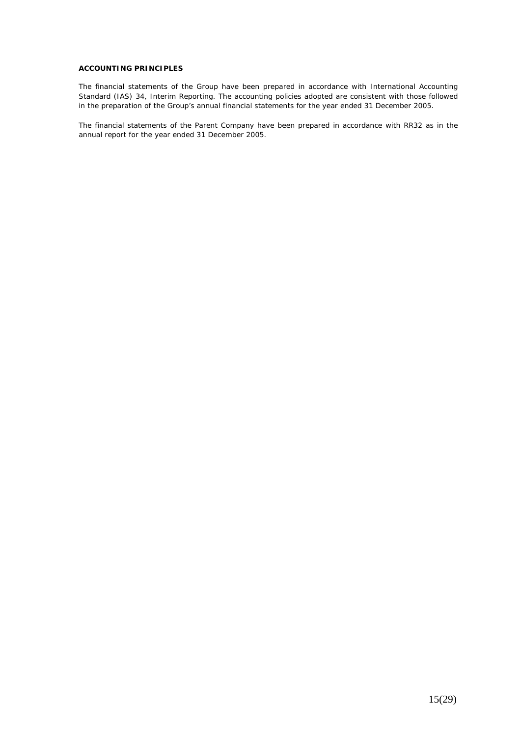**ACCOUNTING PRINCIPLES**

The financial statements of the Group have been prepared in accordance with International Accounting Standard (IAS) 34, Interim Reporting. The accounting policies adopted are consistent with those followed in the preparation of the Group's annual financial statements for the year ended 31 December 2005.

The financial statements of the Parent Company have been prepared in accordance with RR32 as in the annual report for the year ended 31 December 2005.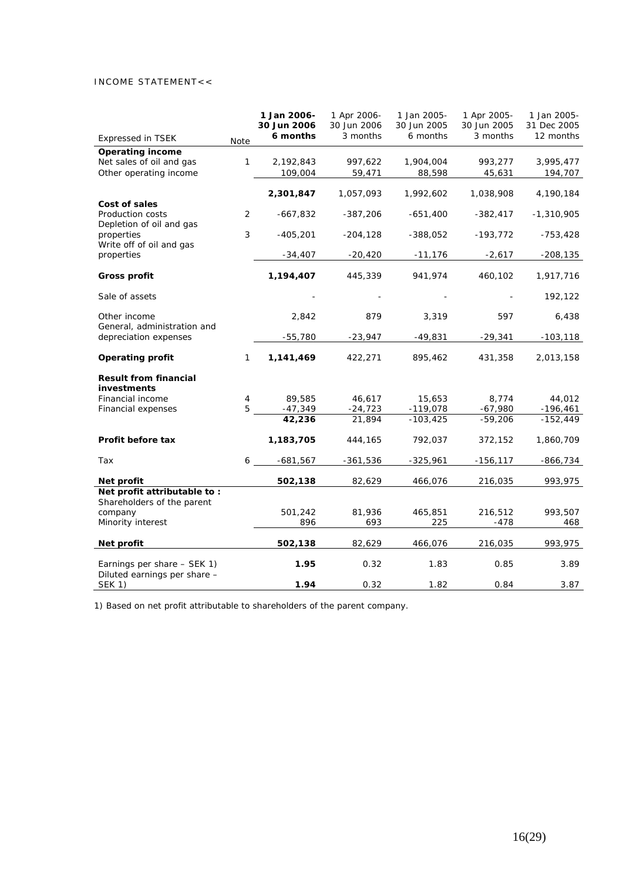INCOME STATEMENT<<

| Expressed in TSEK | Note | **1 Jan 2006-30 Jun 2006 6 months** | 1 Apr 2006-30 Jun 2006 3 months | 1 Jan 2005-30 Jun 2005 6 months | 1 Apr 2005-30 Jun 2005 3 months | 1 Jan 2005-31 Dec 2005 12 months |
|---|---|---|---|---|---|---|
| **Operating income** | | | | | | |
| Net sales of oil and gas | 1 | 2,192,843 | 997,622 | 1,904,004 | 993,277 | 3,995,477 |
| Other operating income | | 109,004 | 59,471 | 88,598 | 45,631 | 194,707 |
| | | **2,301,847** | 1,057,093 | 1,992,602 | 1,038,908 | 4,190,184 |
| **Cost of sales** | | | | | | |
| Production costs | 2 | -667,832 | -387,206 | -651,400 | -382,417 | -1,310,905 |
| Depletion of oil and gas properties | 3 | -405,201 | -204,128 | -388,052 | -193,772 | -753,428 |
| Write off of oil and gas properties | | -34,407 | -20,420 | -11,176 | -2,617 | -208,135 |
| **Gross profit** | | **1,194,407** | 445,339 | 941,974 | 460,102 | 1,917,716 |
| Sale of assets | | - | - | - | - | 192,122 |
| Other income | | 2,842 | 879 | 3,319 | 597 | 6,438 |
| General, administration and depreciation expenses | | -55,780 | -23,947 | -49,831 | -29,341 | -103,118 |
| **Operating profit** | 1 | **1,141,469** | 422,271 | 895,462 | 431,358 | 2,013,158 |
| **Result from financial investments** | | | | | | |
| Financial income | 4 | 89,585 | 46,617 | 15,653 | 8,774 | 44,012 |
| Financial expenses | 5 | -47,349 | -24,723 | -119,078 | -67,980 | -196,461 |
| | | **42,236** | 21,894 | -103,425 | -59,206 | -152,449 |
| **Profit before tax** | | **1,183,705** | 444,165 | 792,037 | 372,152 | 1,860,709 |
| Tax | 6 | -681,567 | -361,536 | -325,961 | -156,117 | -866,734 |
| **Net profit** | | **502,138** | 82,629 | 466,076 | 216,035 | 993,975 |
| **Net profit attributable to :** | | | | | | |
| Shareholders of the parent company | | 501,242 | 81,936 | 465,851 | 216,512 | 993,507 |
| Minority interest | | 896 | 693 | 225 | -478 | 468 |
| **Net profit** | | **502,138** | 82,629 | 466,076 | 216,035 | 993,975 |
| Earnings per share – SEK 1) | | **1.95** | 0.32 | 1.83 | 0.85 | 3.89 |
| Diluted earnings per share – SEK 1) | | **1.94** | 0.32 | 1.82 | 0.84 | 3.87 |

1) Based on net profit attributable to shareholders of the parent company.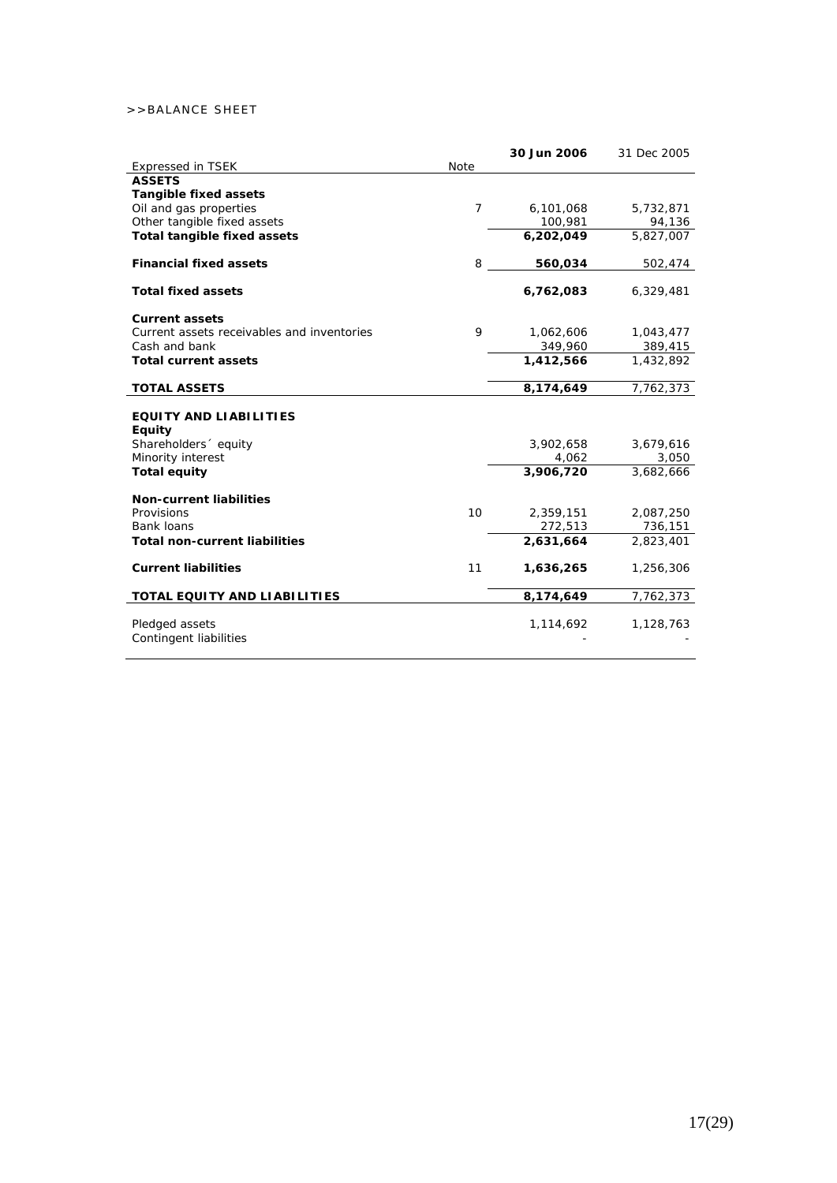>>BALANCE SHEET

| Expressed in TSEK | Note | **30 Jun 2006** | 31 Dec 2005 |
|---|---|---|---|
| **ASSETS** | | | |
| **Tangible fixed assets** | | | |
| Oil and gas properties | 7 | 6,101,068 | 5,732,871 |
| Other tangible fixed assets | | 100,981 | 94,136 |
| **Total tangible fixed assets** | | **6,202,049** | 5,827,007 |
| | | | |
| **Financial fixed assets** | 8 | **560,034** | 502,474 |
| | | | |
| **Total fixed assets** | | **6,762,083** | 6,329,481 |
| | | | |
| **Current assets** | | | |
| Current assets receivables and inventories | 9 | 1,062,606 | 1,043,477 |
| Cash and bank | | 349,960 | 389,415 |
| **Total current assets** | | **1,412,566** | 1,432,892 |
| | | | |
| **TOTAL ASSETS** | | **8,174,649** | 7,762,373 |
| | | | |
| **EQUITY AND LIABILITIES** | | | |
| **Equity** | | | |
| Shareholders´ equity | | 3,902,658 | 3,679,616 |
| Minority interest | | 4,062 | 3,050 |
| **Total equity** | | **3,906,720** | 3,682,666 |
| | | | |
| **Non-current liabilities** | | | |
| Provisions | 10 | 2,359,151 | 2,087,250 |
| Bank loans | | 272,513 | 736,151 |
| **Total non-current liabilities** | | **2,631,664** | 2,823,401 |
| | | | |
| **Current liabilities** | 11 | **1,636,265** | 1,256,306 |
| | | | |
| **TOTAL EQUITY AND LIABILITIES** | | **8,174,649** | 7,762,373 |
| | | | |
| Pledged assets | | 1,114,692 | 1,128,763 |
| Contingent liabilities | | - | - |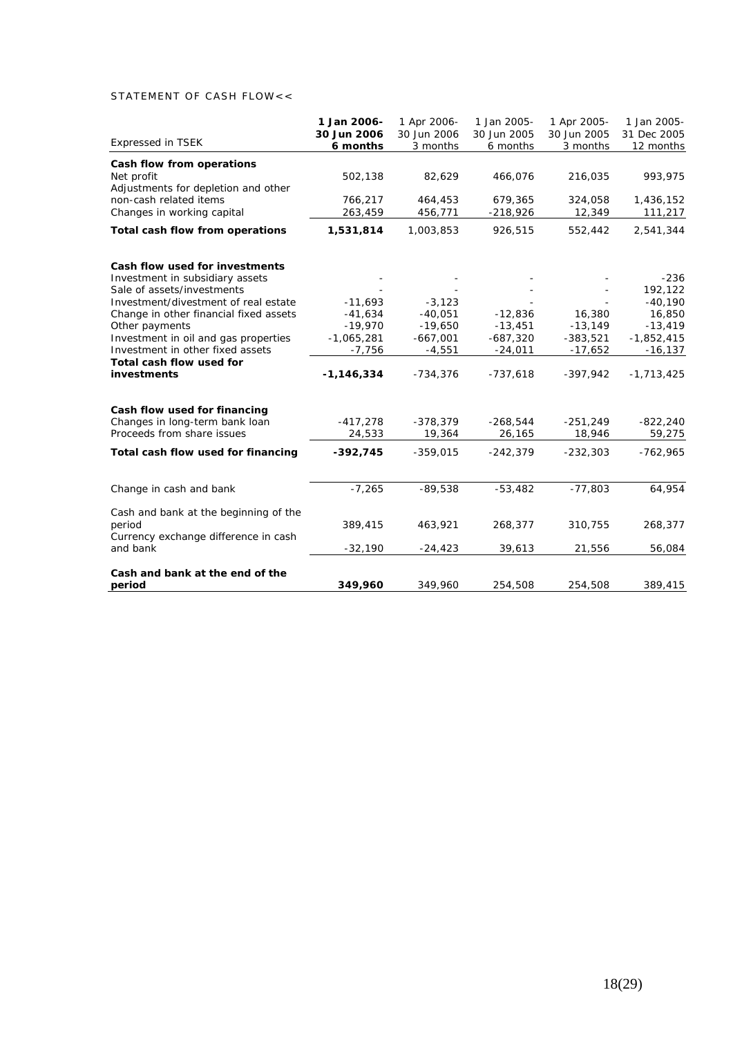STATEMENT OF CASH FLOW<<

| Expressed in TSEK | **1 Jan 2006-30 Jun 2006 6 months** | 1 Apr 2006-30 Jun 2006 3 months | 1 Jan 2005-30 Jun 2005 6 months | 1 Apr 2005-30 Jun 2005 3 months | 1 Jan 2005-31 Dec 2005 12 months |
|---|---|---|---|---|---|
| **Cash flow from operations** | | | | | |
| Net profit | 502,138 | 82,629 | 466,076 | 216,035 | 993,975 |
| Adjustments for depletion and other non-cash related items | 766,217 | 464,453 | 679,365 | 324,058 | 1,436,152 |
| Changes in working capital | 263,459 | 456,771 | -218,926 | 12,349 | 111,217 |
| **Total cash flow from operations** | **1,531,814** | 1,003,853 | 926,515 | 552,442 | 2,541,344 |
| | | | | | |
| **Cash flow used for investments** | | | | | |
| Investment in subsidiary assets | - | - | - | - | -236 |
| Sale of assets/investments | - | - | - | - | 192,122 |
| Investment/divestment of real estate | -11,693 | -3,123 | - | - | -40,190 |
| Change in other financial fixed assets | -41,634 | -40,051 | -12,836 | 16,380 | 16,850 |
| Other payments | -19,970 | -19,650 | -13,451 | -13,149 | -13,419 |
| Investment in oil and gas properties | -1,065,281 | -667,001 | -687,320 | -383,521 | -1,852,415 |
| Investment in other fixed assets | -7,756 | -4,551 | -24,011 | -17,652 | -16,137 |
| **Total cash flow used for investments** | **-1,146,334** | -734,376 | -737,618 | -397,942 | -1,713,425 |
| | | | | | |
| **Cash flow used for financing** | | | | | |
| Changes in long-term bank loan | -417,278 | -378,379 | -268,544 | -251,249 | -822,240 |
| Proceeds from share issues | 24,533 | 19,364 | 26,165 | 18,946 | 59,275 |
| **Total cash flow used for financing** | **-392,745** | -359,015 | -242,379 | -232,303 | -762,965 |
| | | | | | |
| Change in cash and bank | -7,265 | -89,538 | -53,482 | -77,803 | 64,954 |
| | | | | | |
| Cash and bank at the beginning of the period | 389,415 | 463,921 | 268,377 | 310,755 | 268,377 |
| Currency exchange difference in cash and bank | -32,190 | -24,423 | 39,613 | 21,556 | 56,084 |
| | | | | | |
| **Cash and bank at the end of the period** | **349,960** | 349,960 | 254,508 | 254,508 | 389,415 |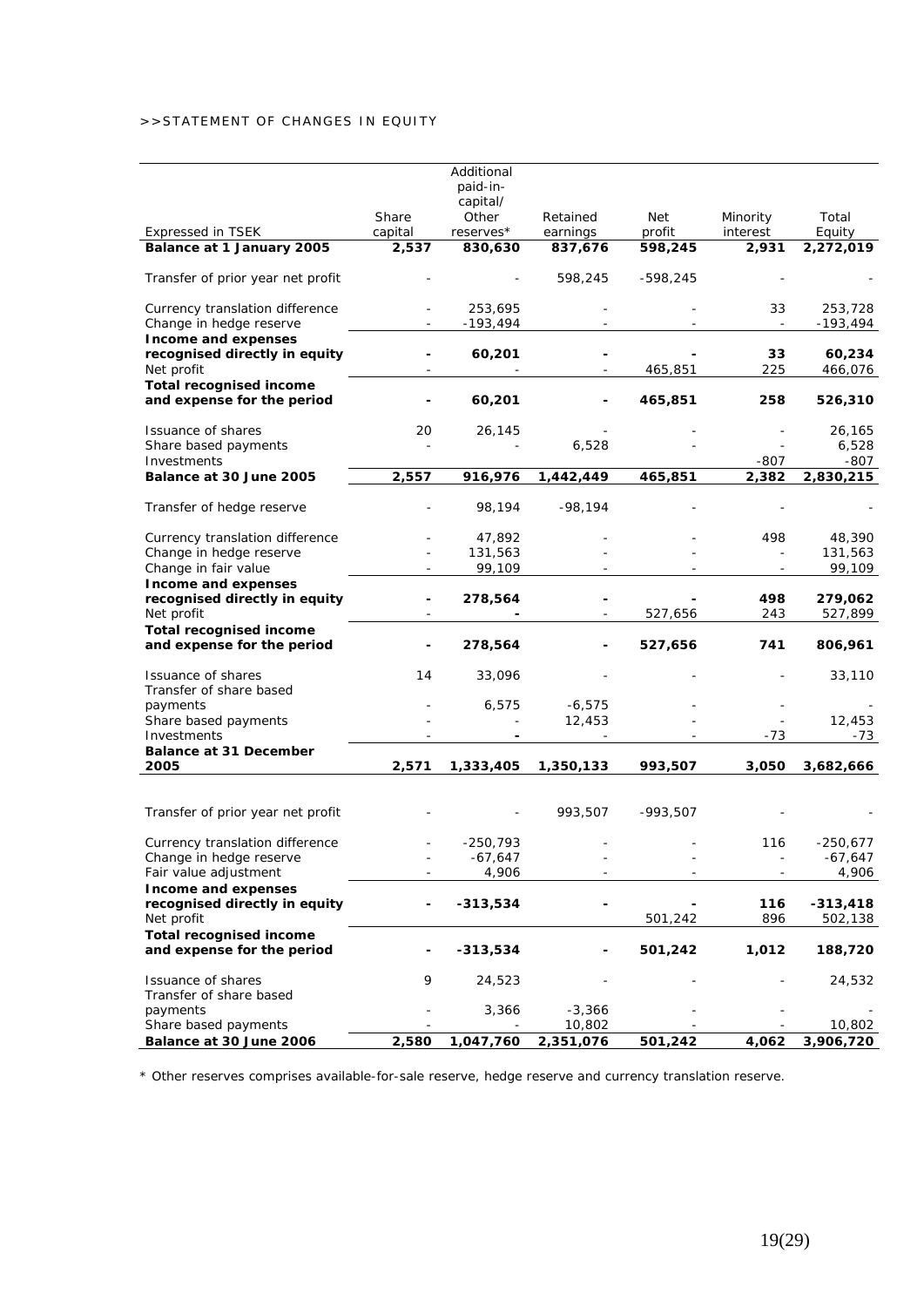>>STATEMENT OF CHANGES IN EQUITY

| Expressed in TSEK | Share capital | Additional paid-in-capital/ Other reserves* | Retained earnings | Net profit | Minority interest | Total Equity |
|---|---|---|---|---|---|---|
| **Balance at 1 January 2005** | **2,537** | **830,630** | **837,676** | **598,245** | **2,931** | **2,272,019** |
| Transfer of prior year net profit | - | - | 598,245 | -598,245 | - | - |
| Currency translation difference | - | 253,695 | - | - | 33 | 253,728 |
| Change in hedge reserve | - | -193,494 | - | - | - | -193,494 |
| **Income and expenses recognised directly in equity** | **-** | **60,201** | **-** | **-** | **33** | **60,234** |
| Net profit | - | - | - | 465,851 | 225 | 466,076 |
| **Total recognised income and expense for the period** | **-** | **60,201** | **-** | **465,851** | **258** | **526,310** |
| Issuance of shares | 20 | 26,145 | - | - | - | 26,165 |
| Share based payments | - | - | 6,528 | - | - | 6,528 |
| Investments | | | | | -807 | -807 |
| **Balance at 30 June 2005** | **2,557** | **916,976** | **1,442,449** | **465,851** | **2,382** | **2,830,215** |
| Transfer of hedge reserve | - | 98,194 | -98,194 | - | - | - |
| Currency translation difference | - | 47,892 | - | - | 498 | 48,390 |
| Change in hedge reserve | - | 131,563 | - | - | - | 131,563 |
| Change in fair value | - | 99,109 | - | - | - | 99,109 |
| **Income and expenses recognised directly in equity** | **-** | **278,564** | **-** | **-** | **498** | **279,062** |
| Net profit | - | **-** | - | 527,656 | 243 | 527,899 |
| **Total recognised income and expense for the period** | **-** | **278,564** | **-** | **527,656** | **741** | **806,961** |
| Issuance of shares | 14 | 33,096 | - | - | - | 33,110 |
| Transfer of share based payments | - | 6,575 | -6,575 | - | - | - |
| Share based payments | - | - | 12,453 | - | - | 12,453 |
| Investments | - | **-** | - | - | -73 | -73 |
| **Balance at 31 December 2005** | **2,571** | **1,333,405** | **1,350,133** | **993,507** | **3,050** | **3,682,666** |
| Transfer of prior year net profit | - | - | 993,507 | -993,507 | - | - |
| Currency translation difference | - | -250,793 | - | - | 116 | -250,677 |
| Change in hedge reserve | - | -67,647 | - | - | - | -67,647 |
| Fair value adjustment | - | 4,906 | - | - | - | 4,906 |
| **Income and expenses recognised directly in equity** | **-** | **-313,534** | **-** | **-** | **116** | **-313,418** |
| Net profit | | | | 501,242 | 896 | 502,138 |
| **Total recognised income and expense for the period** | **-** | **-313,534** | **-** | **501,242** | **1,012** | **188,720** |
| Issuance of shares | 9 | 24,523 | - | - | - | 24,532 |
| Transfer of share based payments | - | 3,366 | -3,366 | - | - | - |
| Share based payments | - | - | 10,802 | - | - | 10,802 |
| **Balance at 30 June 2006** | **2,580** | **1,047,760** | **2,351,076** | **501,242** | **4,062** | **3,906,720** |

* Other reserves comprises available-for-sale reserve, hedge reserve and currency translation reserve.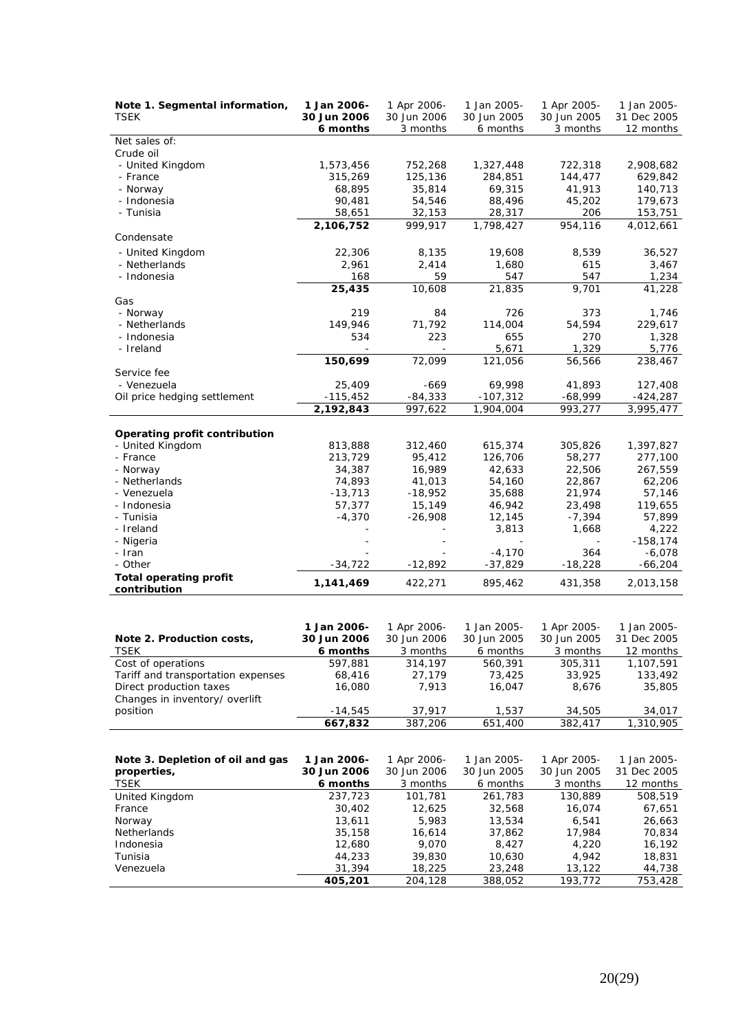| Note 1. Segmental information, TSEK | 1 Jan 2006- 30 Jun 2006 6 months | 1 Apr 2006- 30 Jun 2006 3 months | 1 Jan 2005- 30 Jun 2005 6 months | 1 Apr 2005- 30 Jun 2005 3 months | 1 Jan 2005- 31 Dec 2005 12 months |
|---|---|---|---|---|---|
| Net sales of: | | | | | |
| Crude oil | | | | | |
| - United Kingdom | 1,573,456 | 752,268 | 1,327,448 | 722,318 | 2,908,682 |
| - France | 315,269 | 125,136 | 284,851 | 144,477 | 629,842 |
| - Norway | 68,895 | 35,814 | 69,315 | 41,913 | 140,713 |
| - Indonesia | 90,481 | 54,546 | 88,496 | 45,202 | 179,673 |
| - Tunisia | 58,651 | 32,153 | 28,317 | 206 | 153,751 |
| | **2,106,752** | 999,917 | 1,798,427 | 954,116 | 4,012,661 |
| Condensate | | | | | |
| - United Kingdom | 22,306 | 8,135 | 19,608 | 8,539 | 36,527 |
| - Netherlands | 2,961 | 2,414 | 1,680 | 615 | 3,467 |
| - Indonesia | 168 | 59 | 547 | 547 | 1,234 |
| | **25,435** | 10,608 | 21,835 | 9,701 | 41,228 |
| Gas | | | | | |
| - Norway | 219 | 84 | 726 | 373 | 1,746 |
| - Netherlands | 149,946 | 71,792 | 114,004 | 54,594 | 229,617 |
| - Indonesia | 534 | 223 | 655 | 270 | 1,328 |
| - Ireland | - | - | 5,671 | 1,329 | 5,776 |
| | **150,699** | 72,099 | 121,056 | 56,566 | 238,467 |
| Service fee | | | | | |
| - Venezuela | 25,409 | -669 | 69,998 | 41,893 | 127,408 |
| Oil price hedging settlement | -115,452 | -84,333 | -107,312 | -68,999 | -424,287 |
| | **2,192,843** | 997,622 | 1,904,004 | 993,277 | 3,995,477 |
| | | | | | |
| **Operating profit contribution** | | | | | |
| - United Kingdom | 813,888 | 312,460 | 615,374 | 305,826 | 1,397,827 |
| - France | 213,729 | 95,412 | 126,706 | 58,277 | 277,100 |
| - Norway | 34,387 | 16,989 | 42,633 | 22,506 | 267,559 |
| - Netherlands | 74,893 | 41,013 | 54,160 | 22,867 | 62,206 |
| - Venezuela | -13,713 | -18,952 | 35,688 | 21,974 | 57,146 |
| - Indonesia | 57,377 | 15,149 | 46,942 | 23,498 | 119,655 |
| - Tunisia | -4,370 | -26,908 | 12,145 | -7,394 | 57,899 |
| - Ireland | - | - | 3,813 | 1,668 | 4,222 |
| - Nigeria | - | - | - | - | -158,174 |
| - Iran | - | - | -4,170 | 364 | -6,078 |
| - Other | -34,722 | -12,892 | -37,829 | -18,228 | -66,204 |
| **Total operating profit contribution** | **1,141,469** | 422,271 | 895,462 | 431,358 | 2,013,158 |

| Note 2. Production costs, TSEK | 1 Jan 2006- 30 Jun 2006 6 months | 1 Apr 2006- 30 Jun 2006 3 months | 1 Jan 2005- 30 Jun 2005 6 months | 1 Apr 2005- 30 Jun 2005 3 months | 1 Jan 2005- 31 Dec 2005 12 months |
|---|---|---|---|---|---|
| Cost of operations | 597,881 | 314,197 | 560,391 | 305,311 | 1,107,591 |
| Tariff and transportation expenses | 68,416 | 27,179 | 73,425 | 33,925 | 133,492 |
| Direct production taxes | 16,080 | 7,913 | 16,047 | 8,676 | 35,805 |
| Changes in inventory/ overlift position | -14,545 | 37,917 | 1,537 | 34,505 | 34,017 |
| | **667,832** | 387,206 | 651,400 | 382,417 | 1,310,905 |

| Note 3. Depletion of oil and gas properties, TSEK | 1 Jan 2006- 30 Jun 2006 6 months | 1 Apr 2006- 30 Jun 2006 3 months | 1 Jan 2005- 30 Jun 2005 6 months | 1 Apr 2005- 30 Jun 2005 3 months | 1 Jan 2005- 31 Dec 2005 12 months |
|---|---|---|---|---|---|
| United Kingdom | 237,723 | 101,781 | 261,783 | 130,889 | 508,519 |
| France | 30,402 | 12,625 | 32,568 | 16,074 | 67,651 |
| Norway | 13,611 | 5,983 | 13,534 | 6,541 | 26,663 |
| Netherlands | 35,158 | 16,614 | 37,862 | 17,984 | 70,834 |
| Indonesia | 12,680 | 9,070 | 8,427 | 4,220 | 16,192 |
| Tunisia | 44,233 | 39,830 | 10,630 | 4,942 | 18,831 |
| Venezuela | 31,394 | 18,225 | 23,248 | 13,122 | 44,738 |
| | **405,201** | 204,128 | 388,052 | 193,772 | 753,428 |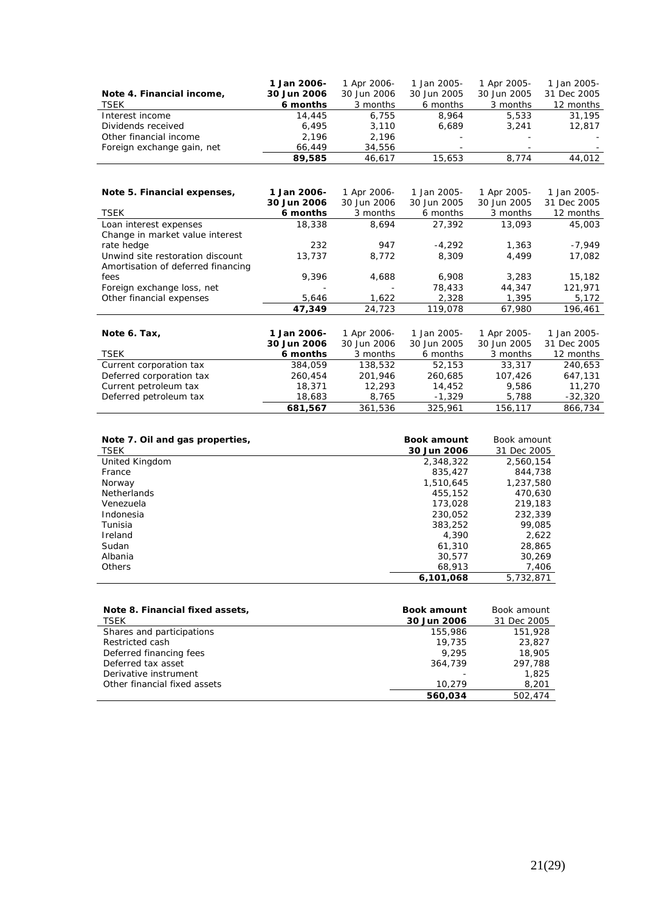| Note 4. Financial income, TSEK | 1 Jan 2006- 30 Jun 2006 6 months | 1 Apr 2006- 30 Jun 2006 3 months | 1 Jan 2005- 30 Jun 2005 6 months | 1 Apr 2005- 30 Jun 2005 3 months | 1 Jan 2005- 31 Dec 2005 12 months |
|---|---|---|---|---|---|
| Interest income | 14,445 | 6,755 | 8,964 | 5,533 | 31,195 |
| Dividends received | 6,495 | 3,110 | 6,689 | 3,241 | 12,817 |
| Other financial income | 2,196 | 2,196 | - | - | - |
| Foreign exchange gain, net | 66,449 | 34,556 | - | - | - |
| | **89,585** | 46,617 | 15,653 | 8,774 | 44,012 |

| Note 5. Financial expenses, TSEK | 1 Jan 2006- 30 Jun 2006 6 months | 1 Apr 2006- 30 Jun 2006 3 months | 1 Jan 2005- 30 Jun 2005 6 months | 1 Apr 2005- 30 Jun 2005 3 months | 1 Jan 2005- 31 Dec 2005 12 months |
|---|---|---|---|---|---|
| Loan interest expenses | 18,338 | 8,694 | 27,392 | 13,093 | 45,003 |
| Change in market value interest rate hedge | 232 | 947 | -4,292 | 1,363 | -7,949 |
| Unwind site restoration discount | 13,737 | 8,772 | 8,309 | 4,499 | 17,082 |
| Amortisation of deferred financing fees | 9,396 | 4,688 | 6,908 | 3,283 | 15,182 |
| Foreign exchange loss, net | - | - | 78,433 | 44,347 | 121,971 |
| Other financial expenses | 5,646 | 1,622 | 2,328 | 1,395 | 5,172 |
| | **47,349** | 24,723 | 119,078 | 67,980 | 196,461 |

| Note 6. Tax, TSEK | 1 Jan 2006- 30 Jun 2006 6 months | 1 Apr 2006- 30 Jun 2006 3 months | 1 Jan 2005- 30 Jun 2005 6 months | 1 Apr 2005- 30 Jun 2005 3 months | 1 Jan 2005- 31 Dec 2005 12 months |
|---|---|---|---|---|---|
| Current corporation tax | 384,059 | 138,532 | 52,153 | 33,317 | 240,653 |
| Deferred corporation tax | 260,454 | 201,946 | 260,685 | 107,426 | 647,131 |
| Current petroleum tax | 18,371 | 12,293 | 14,452 | 9,586 | 11,270 |
| Deferred petroleum tax | 18,683 | 8,765 | -1,329 | 5,788 | -32,320 |
| | **681,567** | 361,536 | 325,961 | 156,117 | 866,734 |

| Note 7. Oil and gas properties, TSEK | Book amount 30 Jun 2006 | Book amount 31 Dec 2005 |
|---|---|---|
| United Kingdom | 2,348,322 | 2,560,154 |
| France | 835,427 | 844,738 |
| Norway | 1,510,645 | 1,237,580 |
| Netherlands | 455,152 | 470,630 |
| Venezuela | 173,028 | 219,183 |
| Indonesia | 230,052 | 232,339 |
| Tunisia | 383,252 | 99,085 |
| Ireland | 4,390 | 2,622 |
| Sudan | 61,310 | 28,865 |
| Albania | 30,577 | 30,269 |
| Others | 68,913 | 7,406 |
| | **6,101,068** | 5,732,871 |

| Note 8. Financial fixed assets, TSEK | Book amount 30 Jun 2006 | Book amount 31 Dec 2005 |
|---|---|---|
| Shares and participations | 155,986 | 151,928 |
| Restricted cash | 19,735 | 23,827 |
| Deferred financing fees | 9,295 | 18,905 |
| Deferred tax asset | 364,739 | 297,788 |
| Derivative instrument | - | 1,825 |
| Other financial fixed assets | 10,279 | 8,201 |
| | **560,034** | 502,474 |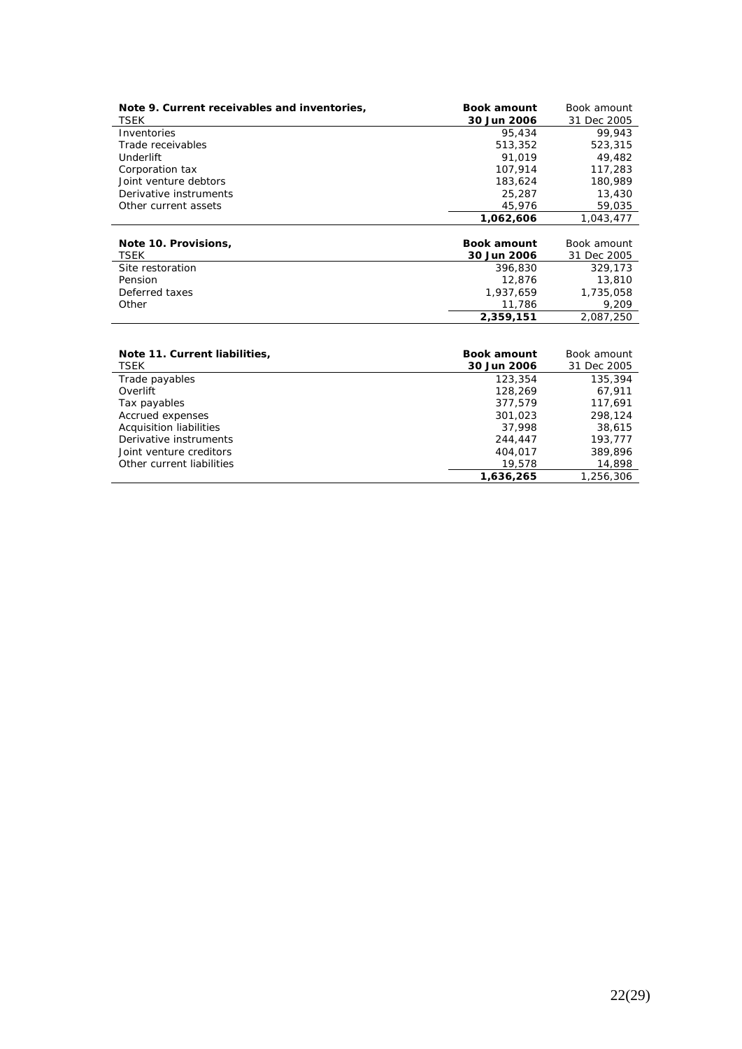| Note 9. Current receivables and inventories, TSEK | Book amount 30 Jun 2006 | Book amount 31 Dec 2005 |
|---|---|---|
| Inventories | 95,434 | 99,943 |
| Trade receivables | 513,352 | 523,315 |
| Underlift | 91,019 | 49,482 |
| Corporation tax | 107,914 | 117,283 |
| Joint venture debtors | 183,624 | 180,989 |
| Derivative instruments | 25,287 | 13,430 |
| Other current assets | 45,976 | 59,035 |
| | **1,062,606** | 1,043,477 |

| Note 10. Provisions, TSEK | Book amount 30 Jun 2006 | Book amount 31 Dec 2005 |
|---|---|---|
| Site restoration | 396,830 | 329,173 |
| Pension | 12,876 | 13,810 |
| Deferred taxes | 1,937,659 | 1,735,058 |
| Other | 11,786 | 9,209 |
| | **2,359,151** | 2,087,250 |

| Note 11. Current liabilities, TSEK | Book amount 30 Jun 2006 | Book amount 31 Dec 2005 |
|---|---|---|
| Trade payables | 123,354 | 135,394 |
| Overlift | 128,269 | 67,911 |
| Tax payables | 377,579 | 117,691 |
| Accrued expenses | 301,023 | 298,124 |
| Acquisition liabilities | 37,998 | 38,615 |
| Derivative instruments | 244,447 | 193,777 |
| Joint venture creditors | 404,017 | 389,896 |
| Other current liabilities | 19,578 | 14,898 |
| | **1,636,265** | 1,256,306 |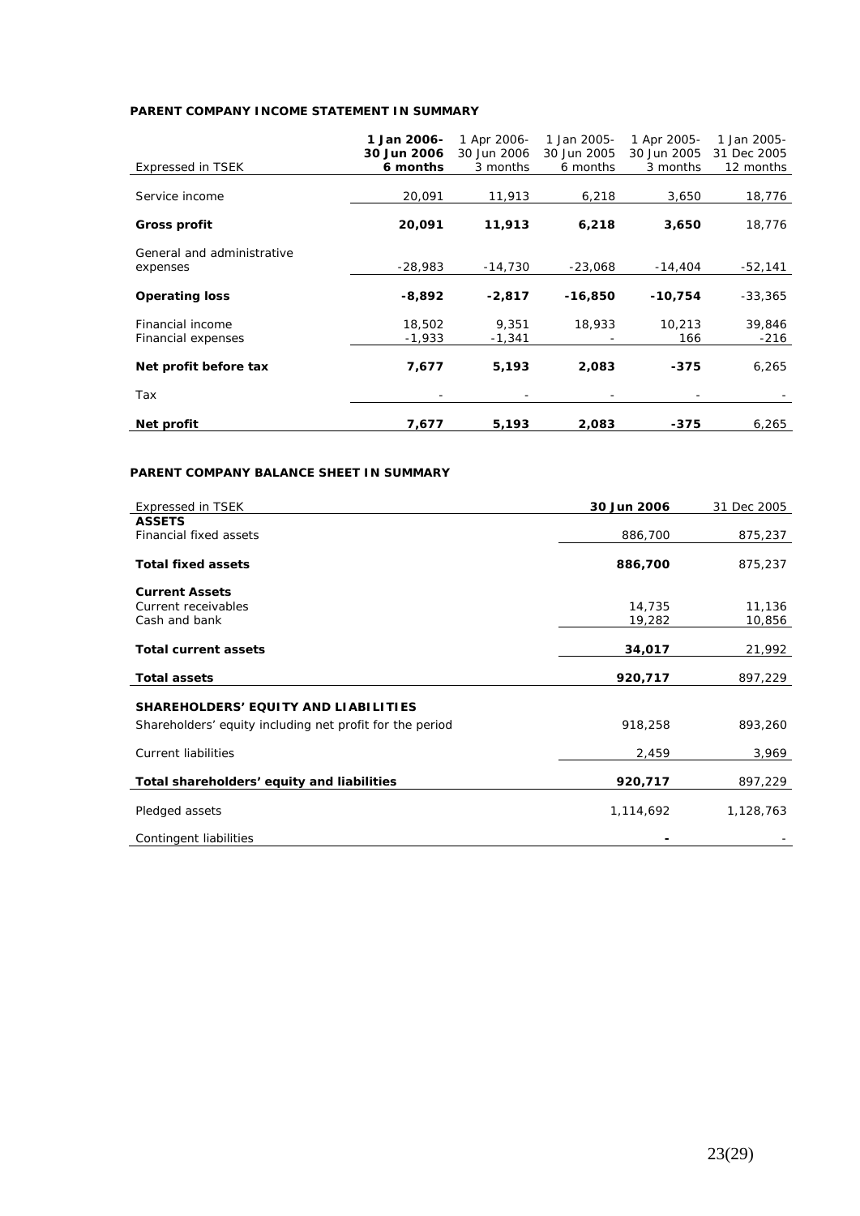**PARENT COMPANY INCOME STATEMENT IN SUMMARY**

| Expressed in TSEK | **1 Jan 2006- 30 Jun 2006 6 months** | 1 Apr 2006- 30 Jun 2006 3 months | 1 Jan 2005- 30 Jun 2005 6 months | 1 Apr 2005- 30 Jun 2005 3 months | 1 Jan 2005- 31 Dec 2005 12 months |
|---|---|---|---|---|---|
| Service income | 20,091 | 11,913 | 6,218 | 3,650 | 18,776 |
| **Gross profit** | **20,091** | **11,913** | **6,218** | **3,650** | 18,776 |
| General and administrative expenses | -28,983 | -14,730 | -23,068 | -14,404 | -52,141 |
| **Operating loss** | **-8,892** | **-2,817** | **-16,850** | **-10,754** | -33,365 |
| Financial income | 18,502 | 9,351 | 18,933 | 10,213 | 39,846 |
| Financial expenses | -1,933 | -1,341 | - | 166 | -216 |
| **Net profit before tax** | **7,677** | **5,193** | **2,083** | **-375** | 6,265 |
| Tax | - | - | - | - | - |
| **Net profit** | **7,677** | **5,193** | **2,083** | **-375** | 6,265 |

**PARENT COMPANY BALANCE SHEET IN SUMMARY**

| Expressed in TSEK | **30 Jun 2006** | 31 Dec 2005 |
|---|---|---|
| **ASSETS** | | |
| Financial fixed assets | 886,700 | 875,237 |
| **Total fixed assets** | **886,700** | 875,237 |
| **Current Assets** | | |
| Current receivables | 14,735 | 11,136 |
| Cash and bank | 19,282 | 10,856 |
| **Total current assets** | **34,017** | 21,992 |
| **Total assets** | **920,717** | 897,229 |
| **SHAREHOLDERS' EQUITY AND LIABILITIES** | | |
| Shareholders' equity including net profit for the period | 918,258 | 893,260 |
| Current liabilities | 2,459 | 3,969 |
| **Total shareholders' equity and liabilities** | **920,717** | 897,229 |
| Pledged assets | 1,114,692 | 1,128,763 |
| Contingent liabilities | **-** | - |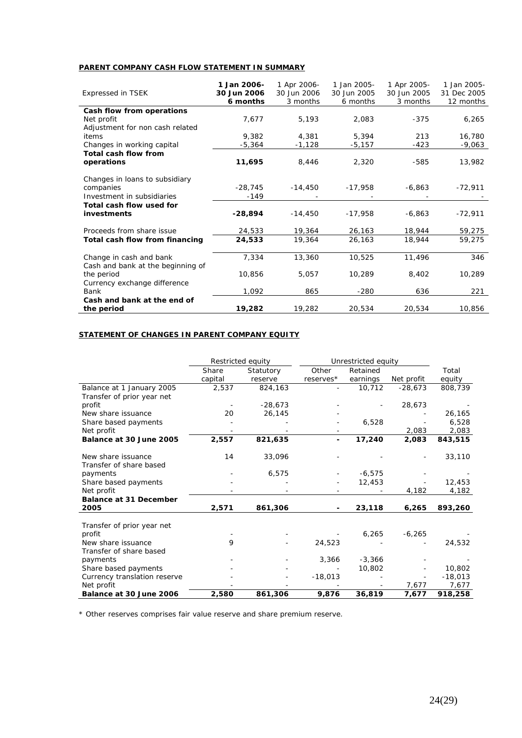**PARENT COMPANY CASH FLOW STATEMENT IN SUMMARY**

| Expressed in TSEK | **1 Jan 2006- 30 Jun 2006 6 months** | 1 Apr 2006- 30 Jun 2006 3 months | 1 Jan 2005- 30 Jun 2005 6 months | 1 Apr 2005- 30 Jun 2005 3 months | 1 Jan 2005- 31 Dec 2005 12 months |
|---|---|---|---|---|---|
| **Cash flow from operations** | | | | | |
| Net profit | 7,677 | 5,193 | 2,083 | -375 | 6,265 |
| Adjustment for non cash related items | 9,382 | 4,381 | 5,394 | 213 | 16,780 |
| Changes in working capital | -5,364 | -1,128 | -5,157 | -423 | -9,063 |
| **Total cash flow from operations** | **11,695** | 8,446 | 2,320 | -585 | 13,982 |
| Changes in loans to subsidiary companies | -28,745 | -14,450 | -17,958 | -6,863 | -72,911 |
| Investment in subsidiaries | -149 | - | - | - | - |
| **Total cash flow used for investments** | **-28,894** | -14,450 | -17,958 | -6,863 | -72,911 |
| Proceeds from share issue | 24,533 | 19,364 | 26,163 | 18,944 | 59,275 |
| **Total cash flow from financing** | **24,533** | 19,364 | 26,163 | 18,944 | 59,275 |
| Change in cash and bank | 7,334 | 13,360 | 10,525 | 11,496 | 346 |
| Cash and bank at the beginning of the period | 10,856 | 5,057 | 10,289 | 8,402 | 10,289 |
| Currency exchange difference Bank | 1,092 | 865 | -280 | 636 | 221 |
| **Cash and bank at the end of the period** | **19,282** | 19,282 | 20,534 | 20,534 | 10,856 |

**STATEMENT OF CHANGES IN PARENT COMPANY EQUITY**

| | Restricted equity | | Unrestricted equity | | | |
|---|---|---|---|---|---|---|
| | Share capital | Statutory reserve | Other reserves* | Retained earnings | Net profit | Total equity |
| Balance at 1 January 2005 | 2,537 | 824,163 | - | 10,712 | -28,673 | 808,739 |
| Transfer of prior year net profit | - | -28,673 | - | - | 28,673 | - |
| New share issuance | 20 | 26,145 | - | | - | 26,165 |
| Share based payments | - | - | - | 6,528 | - | 6,528 |
| Net profit | - | - | - | | 2,083 | 2,083 |
| **Balance at 30 June 2005** | **2,557** | **821,635** | **-** | **17,240** | **2,083** | **843,515** |
| New share issuance | 14 | 33,096 | - | - | - | 33,110 |
| Transfer of share based payments | - | 6,575 | - | -6,575 | - | - |
| Share based payments | - | - | - | 12,453 | - | 12,453 |
| Net profit | - | - | - | - | 4,182 | 4,182 |
| **Balance at 31 December 2005** | **2,571** | **861,306** | **-** | **23,118** | **6,265** | **893,260** |
| Transfer of prior year net profit | - | - | - | 6,265 | -6,265 | - |
| New share issuance | 9 | - | 24,523 | - | - | 24,532 |
| Transfer of share based payments | - | - | 3,366 | -3,366 | - | - |
| Share based payments | - | - | - | 10,802 | - | 10,802 |
| Currency translation reserve | - | - | -18,013 | - | - | -18,013 |
| Net profit | - | - | - | - | 7,677 | 7,677 |
| **Balance at 30 June 2006** | **2,580** | **861,306** | **9,876** | **36,819** | **7,677** | **918,258** |

* Other reserves comprises fair value reserve and share premium reserve.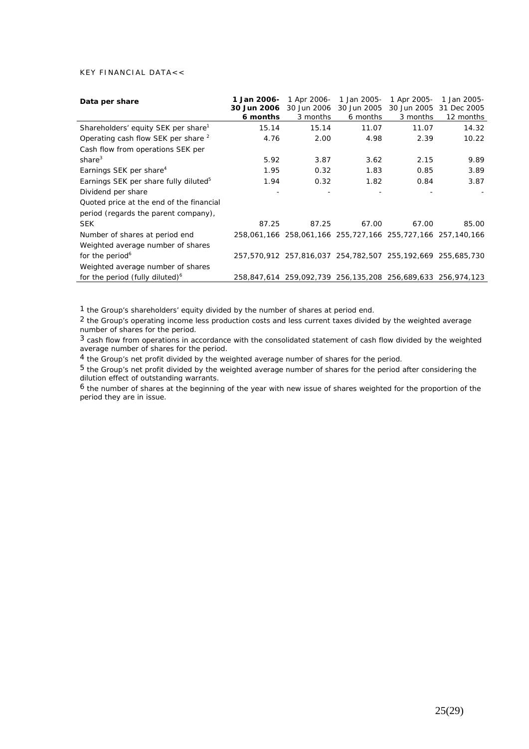KEY FINANCIAL DATA<<

| Data per share | 1 Jan 2006- 30 Jun 2006 6 months | 1 Apr 2006- 30 Jun 2006 3 months | 1 Jan 2005- 30 Jun 2005 6 months | 1 Apr 2005- 30 Jun 2005 3 months | 1 Jan 2005- 31 Dec 2005 12 months |
|---|---|---|---|---|---|
| Shareholders' equity SEK per share[1] | 15.14 | 15.14 | 11.07 | 11.07 | 14.32 |
| Operating cash flow SEK per share [2] | 4.76 | 2.00 | 4.98 | 2.39 | 10.22 |
| Cash flow from operations SEK per share[3] | 5.92 | 3.87 | 3.62 | 2.15 | 9.89 |
| Earnings SEK per share[4] | 1.95 | 0.32 | 1.83 | 0.85 | 3.89 |
| Earnings SEK per share fully diluted[5] | 1.94 | 0.32 | 1.82 | 0.84 | 3.87 |
| Dividend per share | - | - | - | - | - |
| Quoted price at the end of the financial period (regards the parent company), SEK | 87.25 | 87.25 | 67.00 | 67.00 | 85.00 |
| Number of shares at period end | 258,061,166 | 258,061,166 | 255,727,166 | 255,727,166 | 257,140,166 |
| Weighted average number of shares for the period[6] | 257,570,912 | 257,816,037 | 254,782,507 | 255,192,669 | 255,685,730 |
| Weighted average number of shares for the period (fully diluted)[6] | 258,847,614 | 259,092,739 | 256,135,208 | 256,689,633 | 256,974,123 |

1 the Group's shareholders' equity divided by the number of shares at period end.

2 the Group's operating income less production costs and less current taxes divided by the weighted average number of shares for the period.

3 cash flow from operations in accordance with the consolidated statement of cash flow divided by the weighted average number of shares for the period.

4 the Group's net profit divided by the weighted average number of shares for the period.

5 the Group's net profit divided by the weighted average number of shares for the period after considering the dilution effect of outstanding warrants.

6 the number of shares at the beginning of the year with new issue of shares weighted for the proportion of the period they are in issue.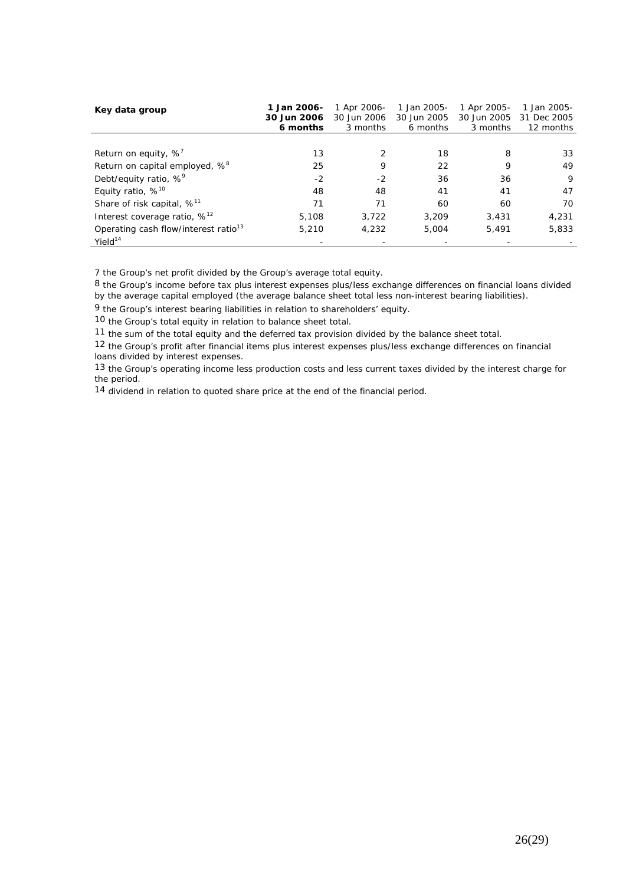| Key data group | 1 Jan 2006-30 Jun 2006 6 months | 1 Apr 2006-30 Jun 2006 3 months | 1 Jan 2005-30 Jun 2005 6 months | 1 Apr 2005-30 Jun 2005 3 months | 1 Jan 2005-31 Dec 2005 12 months |
|---|---|---|---|---|---|
| Return on equity, % [7] | 13 | 2 | 18 | 8 | 33 |
| Return on capital employed, % [8] | 25 | 9 | 22 | 9 | 49 |
| Debt/equity ratio, % [9] | -2 | -2 | 36 | 36 | 9 |
| Equity ratio, % [10] | 48 | 48 | 41 | 41 | 47 |
| Share of risk capital, % [11] | 71 | 71 | 60 | 60 | 70 |
| Interest coverage ratio, % [12] | 5,108 | 3,722 | 3,209 | 3,431 | 4,231 |
| Operating cash flow/interest ratio [13] | 5,210 | 4,232 | 5,004 | 5,491 | 5,833 |
| Yield [14] | - | - | - | - | - |

7 the Group's net profit divided by the Group's average total equity.

8 the Group's income before tax plus interest expenses plus/less exchange differences on financial loans divided by the average capital employed (the average balance sheet total less non-interest bearing liabilities).

9 the Group's interest bearing liabilities in relation to shareholders' equity.

10 the Group's total equity in relation to balance sheet total.

11 the sum of the total equity and the deferred tax provision divided by the balance sheet total.

12 the Group's profit after financial items plus interest expenses plus/less exchange differences on financial loans divided by interest expenses.

13 the Group's operating income less production costs and less current taxes divided by the interest charge for the period.

14 dividend in relation to quoted share price at the end of the financial period.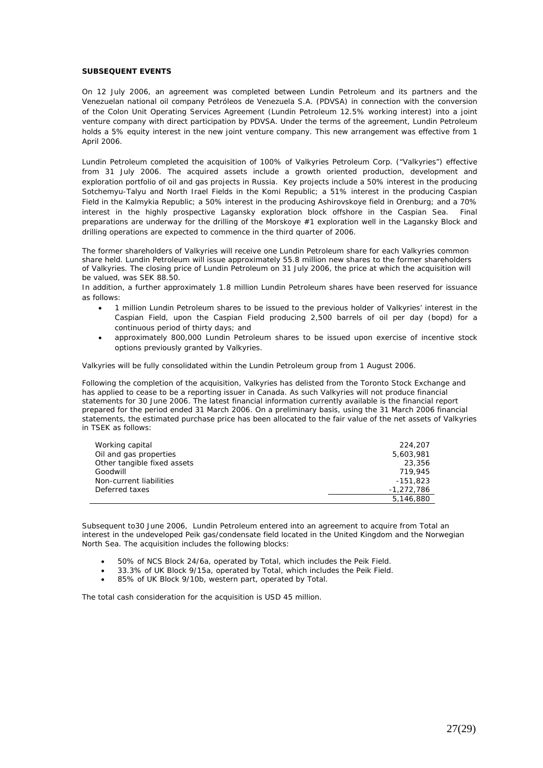**SUBSEQUENT EVENTS**

On 12 July 2006, an agreement was completed between Lundin Petroleum and its partners and the Venezuelan national oil company Petróleos de Venezuela S.A. (PDVSA) in connection with the conversion of the Colon Unit Operating Services Agreement (Lundin Petroleum 12.5% working interest) into a joint venture company with direct participation by PDVSA. Under the terms of the agreement, Lundin Petroleum holds a 5% equity interest in the new joint venture company. This new arrangement was effective from 1 April 2006.

Lundin Petroleum completed the acquisition of 100% of Valkyries Petroleum Corp. ("Valkyries") effective from 31 July 2006. The acquired assets include a growth oriented production, development and exploration portfolio of oil and gas projects in Russia. Key projects include a 50% interest in the producing Sotchemyu-Talyu and North Irael Fields in the Komi Republic; a 51% interest in the producing Caspian Field in the Kalmykia Republic; a 50% interest in the producing Ashirovskoye field in Orenburg; and a 70% interest in the highly prospective Lagansky exploration block offshore in the Caspian Sea. Final preparations are underway for the drilling of the Morskoye #1 exploration well in the Lagansky Block and drilling operations are expected to commence in the third quarter of 2006.

The former shareholders of Valkyries will receive one Lundin Petroleum share for each Valkyries common share held. Lundin Petroleum will issue approximately 55.8 million new shares to the former shareholders of Valkyries. The closing price of Lundin Petroleum on 31 July 2006, the price at which the acquisition will be valued, was SEK 88.50.

In addition, a further approximately 1.8 million Lundin Petroleum shares have been reserved for issuance as follows:

- 1 million Lundin Petroleum shares to be issued to the previous holder of Valkyries' interest in the Caspian Field, upon the Caspian Field producing 2,500 barrels of oil per day (bopd) for a continuous period of thirty days; and
- approximately 800,000 Lundin Petroleum shares to be issued upon exercise of incentive stock options previously granted by Valkyries.

Valkyries will be fully consolidated within the Lundin Petroleum group from 1 August 2006.

Following the completion of the acquisition, Valkyries has delisted from the Toronto Stock Exchange and has applied to cease to be a reporting issuer in Canada. As such Valkyries will not produce financial statements for 30 June 2006. The latest financial information currently available is the financial report prepared for the period ended 31 March 2006. On a preliminary basis, using the 31 March 2006 financial statements, the estimated purchase price has been allocated to the fair value of the net assets of Valkyries in TSEK as follows:

| | |
|---|---:|
| Working capital | 224,207 |
| Oil and gas properties | 5,603,981 |
| Other tangible fixed assets | 23,356 |
| Goodwill | 719,945 |
| Non-current liabilities | -151,823 |
| Deferred taxes | -1,272,786 |
| | 5,146,880 |

Subsequent to30 June 2006, Lundin Petroleum entered into an agreement to acquire from Total an interest in the undeveloped Peik gas/condensate field located in the United Kingdom and the Norwegian North Sea. The acquisition includes the following blocks:

- 50% of NCS Block 24/6a, operated by Total, which includes the Peik Field.
- 33.3% of UK Block 9/15a, operated by Total, which includes the Peik Field.
- 85% of UK Block 9/10b, western part, operated by Total.

The total cash consideration for the acquisition is USD 45 million.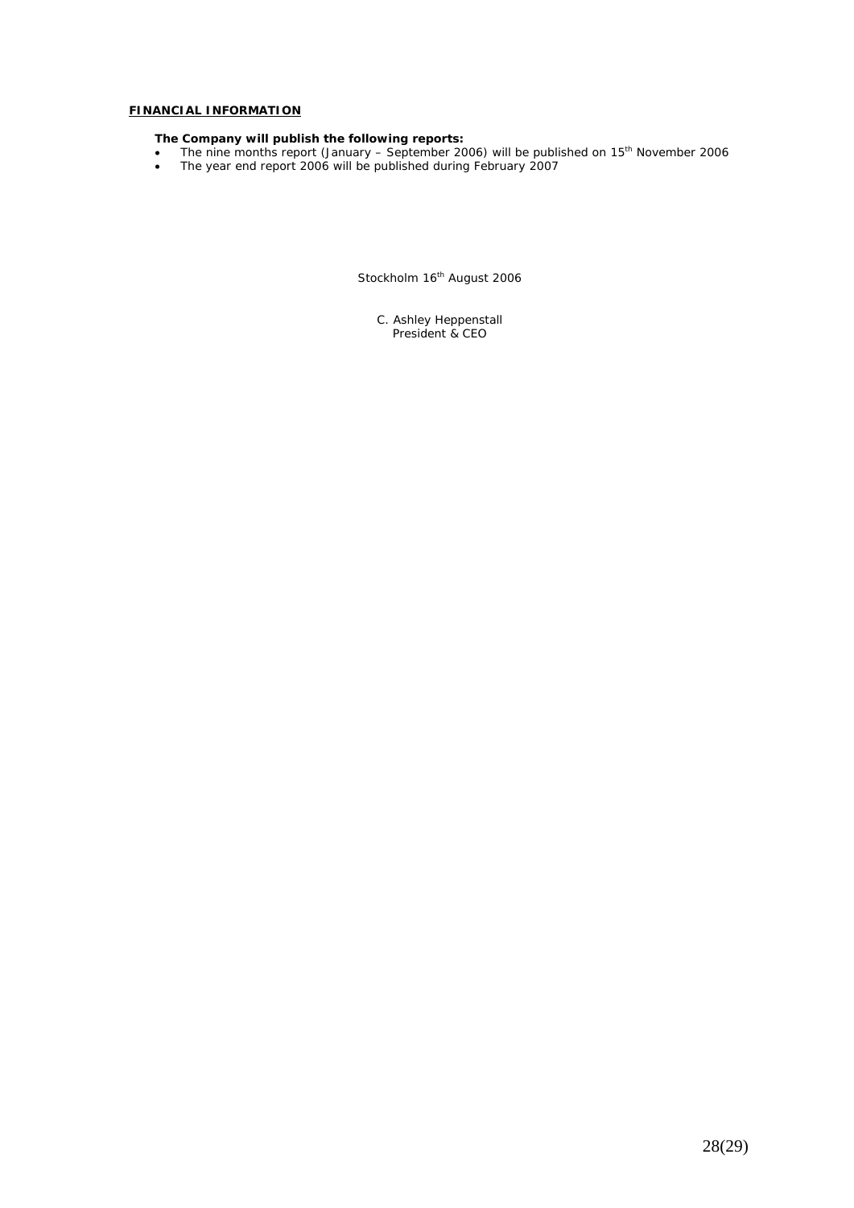## FINANCIAL INFORMATION

**The Company will publish the following reports:**

- *The nine months report (January – September 2006) will be published on 15th November 2006*
- *The year end report 2006 will be published during February 2007*

Stockholm 16th August 2006

C. Ashley Heppenstall
President & CEO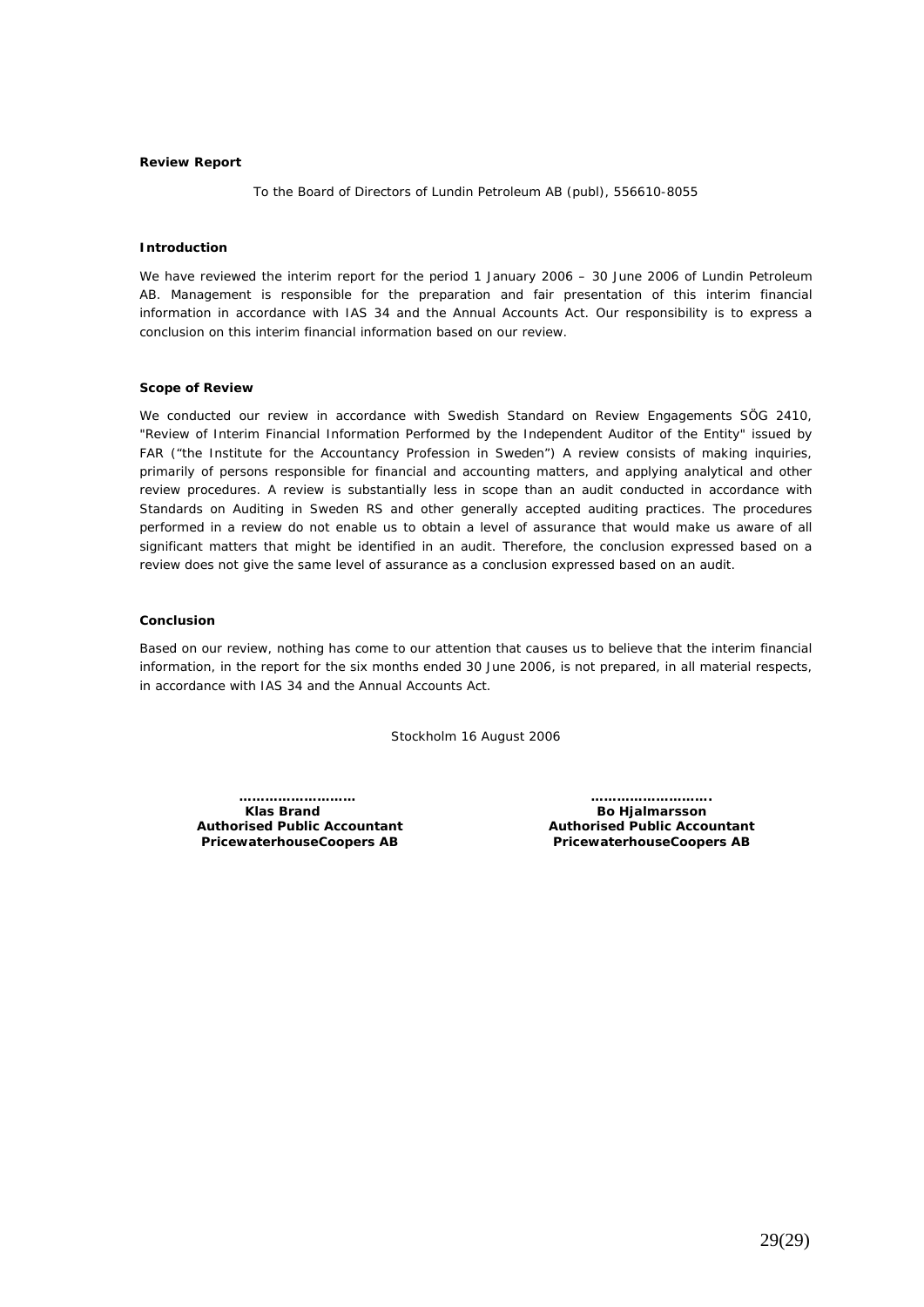**Review Report**

To the Board of Directors of Lundin Petroleum AB (publ), 556610-8055

**Introduction**

We have reviewed the interim report for the period 1 January 2006 – 30 June 2006 of Lundin Petroleum AB. Management is responsible for the preparation and fair presentation of this interim financial information in accordance with IAS 34 and the Annual Accounts Act. Our responsibility is to express a conclusion on this interim financial information based on our review.

**Scope of Review**

We conducted our review in accordance with Swedish Standard on Review Engagements SÖG 2410, "Review of Interim Financial Information Performed by the Independent Auditor of the Entity" issued by FAR ("the Institute for the Accountancy Profession in Sweden") A review consists of making inquiries, primarily of persons responsible for financial and accounting matters, and applying analytical and other review procedures. A review is substantially less in scope than an audit conducted in accordance with Standards on Auditing in Sweden RS and other generally accepted auditing practices. The procedures performed in a review do not enable us to obtain a level of assurance that would make us aware of all significant matters that might be identified in an audit. Therefore, the conclusion expressed based on a review does not give the same level of assurance as a conclusion expressed based on an audit.

**Conclusion**

Based on our review, nothing has come to our attention that causes us to believe that the interim financial information, in the report for the six months ended 30 June 2006, is not prepared, in all material respects, in accordance with IAS 34 and the Annual Accounts Act.

Stockholm 16 August 2006

………………………
**Klas Brand**
**Authorised Public Accountant**
**PricewaterhouseCoopers AB**

……………………….
**Bo Hjalmarsson**
**Authorised Public Accountant**
**PricewaterhouseCoopers AB**